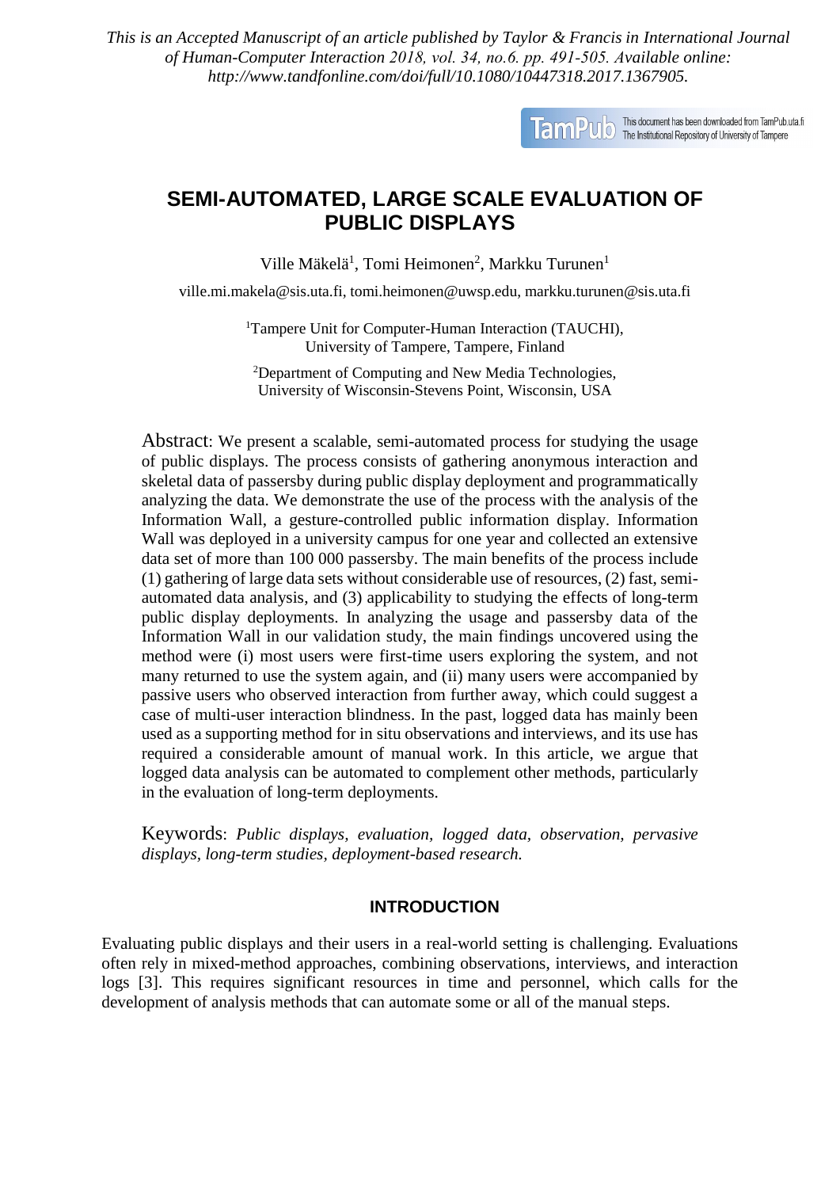*This is an Accepted Manuscript of an article published by Taylor & Francis in International Journal of Human-Computer Interaction 2018, vol. 34, no.6. pp. 491-505. Available online: http://www.tandfonline.com/doi/full/10.1080/10447318.2017.1367905.*

# SEMI-AUTOMATED, LARGE SCALE EVALUATION OF PUBLIC DISPLAYS

Ville Mäkelä[1], Tomi Heimonen[2], Markku Turunen[1]

ville.mi.makela@sis.uta.fi, tomi.heimonen@uwsp.edu, markku.turunen@sis.uta.fi

[1]Tampere Unit for Computer-Human Interaction (TAUCHI), University of Tampere, Tampere, Finland

[2]Department of Computing and New Media Technologies, University of Wisconsin-Stevens Point, Wisconsin, USA

Abstract: We present a scalable, semi-automated process for studying the usage of public displays. The process consists of gathering anonymous interaction and skeletal data of passersby during public display deployment and programmatically analyzing the data. We demonstrate the use of the process with the analysis of the Information Wall, a gesture-controlled public information display. Information Wall was deployed in a university campus for one year and collected an extensive data set of more than 100 000 passersby. The main benefits of the process include (1) gathering of large data sets without considerable use of resources, (2) fast, semi-automated data analysis, and (3) applicability to studying the effects of long-term public display deployments. In analyzing the usage and passersby data of the Information Wall in our validation study, the main findings uncovered using the method were (i) most users were first-time users exploring the system, and not many returned to use the system again, and (ii) many users were accompanied by passive users who observed interaction from further away, which could suggest a case of multi-user interaction blindness. In the past, logged data has mainly been used as a supporting method for in situ observations and interviews, and its use has required a considerable amount of manual work. In this article, we argue that logged data analysis can be automated to complement other methods, particularly in the evaluation of long-term deployments.

Keywords: *Public displays, evaluation, logged data, observation, pervasive displays, long-term studies, deployment-based research.*

## INTRODUCTION

Evaluating public displays and their users in a real-world setting is challenging. Evaluations often rely in mixed-method approaches, combining observations, interviews, and interaction logs [3]. This requires significant resources in time and personnel, which calls for the development of analysis methods that can automate some or all of the manual steps.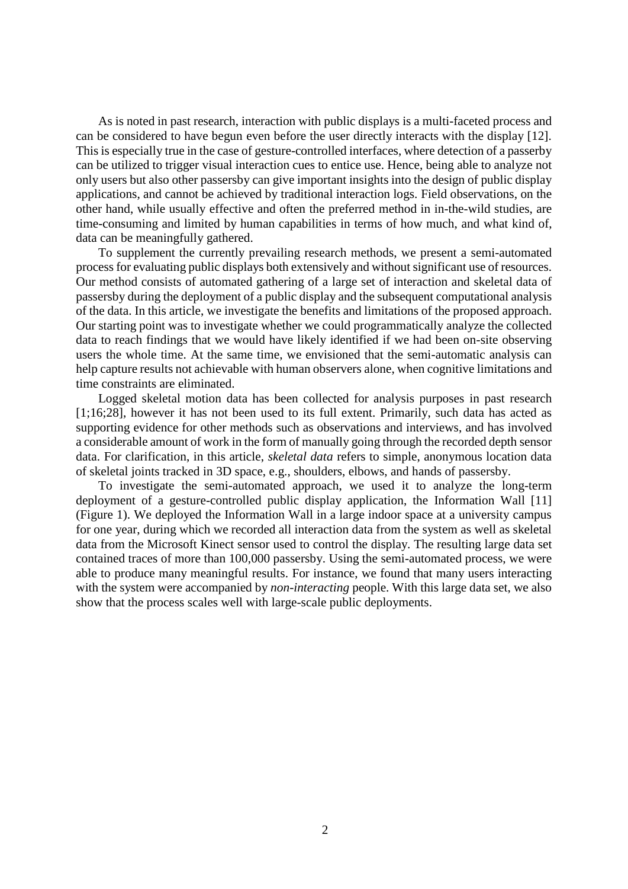As is noted in past research, interaction with public displays is a multi-faceted process and can be considered to have begun even before the user directly interacts with the display [12]. This is especially true in the case of gesture-controlled interfaces, where detection of a passerby can be utilized to trigger visual interaction cues to entice use. Hence, being able to analyze not only users but also other passersby can give important insights into the design of public display applications, and cannot be achieved by traditional interaction logs. Field observations, on the other hand, while usually effective and often the preferred method in in-the-wild studies, are time-consuming and limited by human capabilities in terms of how much, and what kind of, data can be meaningfully gathered.

To supplement the currently prevailing research methods, we present a semi-automated process for evaluating public displays both extensively and without significant use of resources. Our method consists of automated gathering of a large set of interaction and skeletal data of passersby during the deployment of a public display and the subsequent computational analysis of the data. In this article, we investigate the benefits and limitations of the proposed approach. Our starting point was to investigate whether we could programmatically analyze the collected data to reach findings that we would have likely identified if we had been on-site observing users the whole time. At the same time, we envisioned that the semi-automatic analysis can help capture results not achievable with human observers alone, when cognitive limitations and time constraints are eliminated.

Logged skeletal motion data has been collected for analysis purposes in past research [1;16;28], however it has not been used to its full extent. Primarily, such data has acted as supporting evidence for other methods such as observations and interviews, and has involved a considerable amount of work in the form of manually going through the recorded depth sensor data. For clarification, in this article, *skeletal data* refers to simple, anonymous location data of skeletal joints tracked in 3D space, e.g., shoulders, elbows, and hands of passersby.

To investigate the semi-automated approach, we used it to analyze the long-term deployment of a gesture-controlled public display application, the Information Wall [11] (Figure 1). We deployed the Information Wall in a large indoor space at a university campus for one year, during which we recorded all interaction data from the system as well as skeletal data from the Microsoft Kinect sensor used to control the display. The resulting large data set contained traces of more than 100,000 passersby. Using the semi-automated process, we were able to produce many meaningful results. For instance, we found that many users interacting with the system were accompanied by *non-interacting* people. With this large data set, we also show that the process scales well with large-scale public deployments.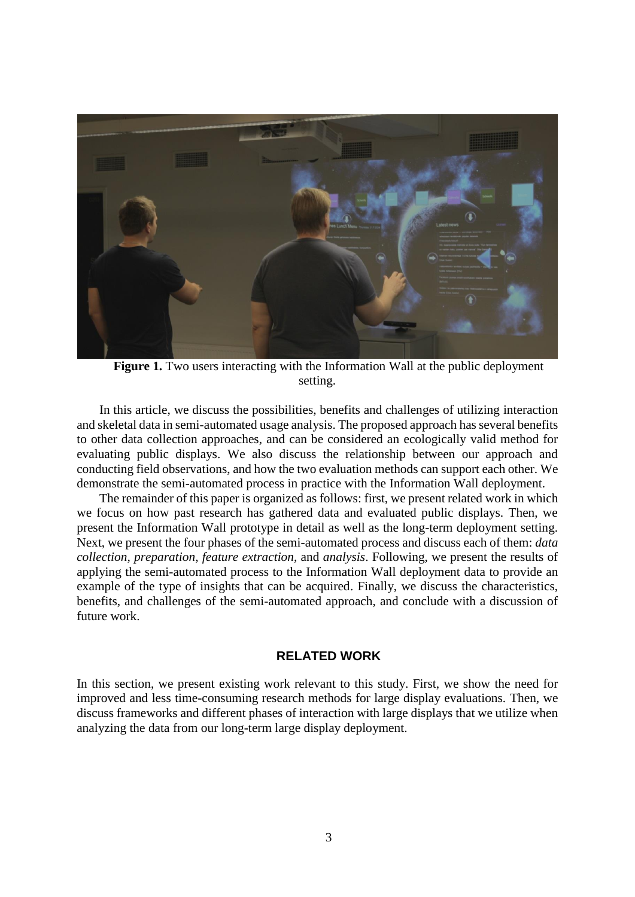**Figure 1.** Two users interacting with the Information Wall at the public deployment setting.

In this article, we discuss the possibilities, benefits and challenges of utilizing interaction and skeletal data in semi-automated usage analysis. The proposed approach has several benefits to other data collection approaches, and can be considered an ecologically valid method for evaluating public displays. We also discuss the relationship between our approach and conducting field observations, and how the two evaluation methods can support each other. We demonstrate the semi-automated process in practice with the Information Wall deployment.

The remainder of this paper is organized as follows: first, we present related work in which we focus on how past research has gathered data and evaluated public displays. Then, we present the Information Wall prototype in detail as well as the long-term deployment setting. Next, we present the four phases of the semi-automated process and discuss each of them: *data collection*, *preparation*, *feature extraction*, and *analysis*. Following, we present the results of applying the semi-automated process to the Information Wall deployment data to provide an example of the type of insights that can be acquired. Finally, we discuss the characteristics, benefits, and challenges of the semi-automated approach, and conclude with a discussion of future work.

## RELATED WORK

In this section, we present existing work relevant to this study. First, we show the need for improved and less time-consuming research methods for large display evaluations. Then, we discuss frameworks and different phases of interaction with large displays that we utilize when analyzing the data from our long-term large display deployment.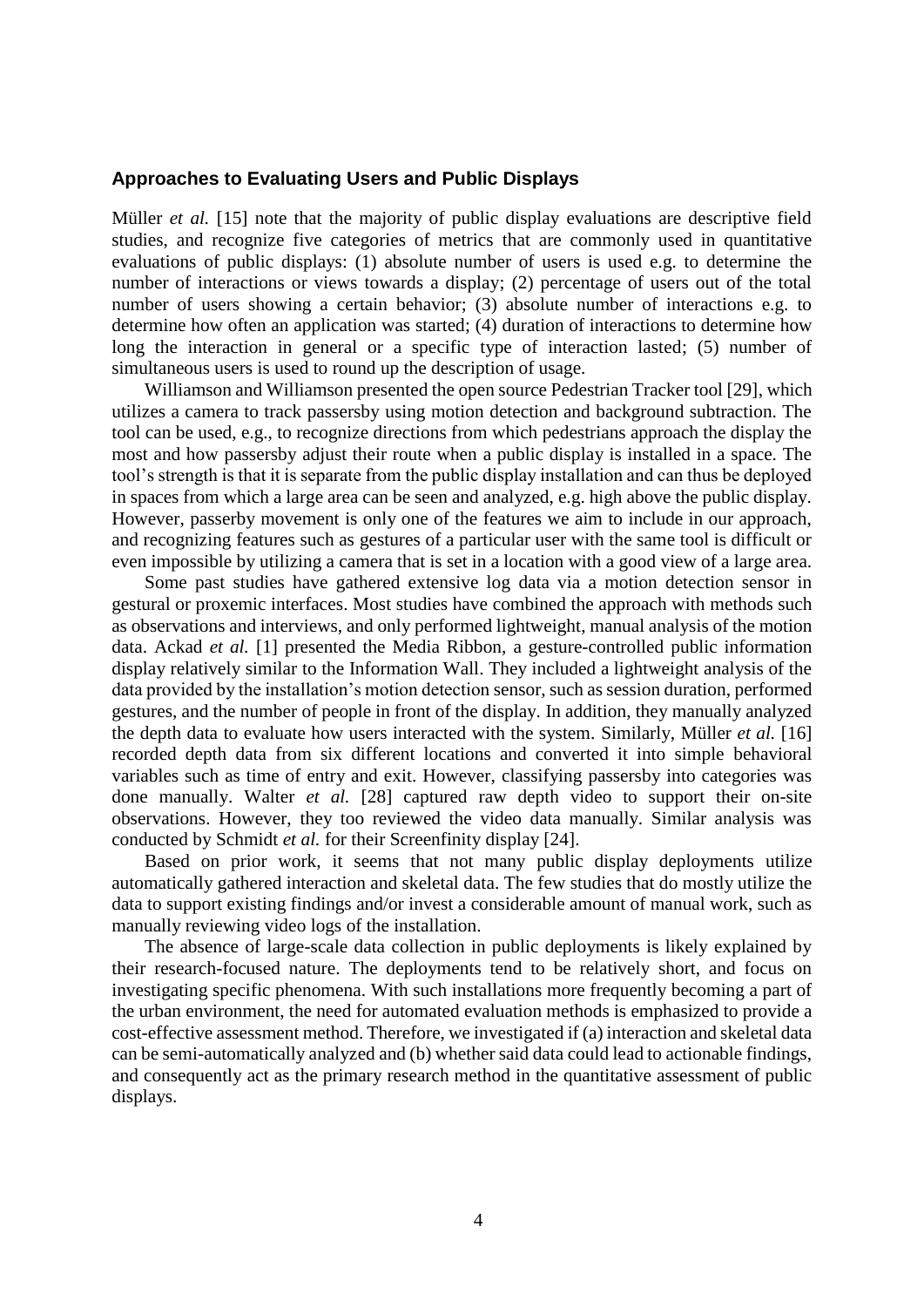### Approaches to Evaluating Users and Public Displays

Müller *et al.* [15] note that the majority of public display evaluations are descriptive field studies, and recognize five categories of metrics that are commonly used in quantitative evaluations of public displays: (1) absolute number of users is used e.g. to determine the number of interactions or views towards a display; (2) percentage of users out of the total number of users showing a certain behavior; (3) absolute number of interactions e.g. to determine how often an application was started; (4) duration of interactions to determine how long the interaction in general or a specific type of interaction lasted; (5) number of simultaneous users is used to round up the description of usage.

Williamson and Williamson presented the open source Pedestrian Tracker tool [29], which utilizes a camera to track passersby using motion detection and background subtraction. The tool can be used, e.g., to recognize directions from which pedestrians approach the display the most and how passersby adjust their route when a public display is installed in a space. The tool's strength is that it is separate from the public display installation and can thus be deployed in spaces from which a large area can be seen and analyzed, e.g. high above the public display. However, passerby movement is only one of the features we aim to include in our approach, and recognizing features such as gestures of a particular user with the same tool is difficult or even impossible by utilizing a camera that is set in a location with a good view of a large area.

Some past studies have gathered extensive log data via a motion detection sensor in gestural or proxemic interfaces. Most studies have combined the approach with methods such as observations and interviews, and only performed lightweight, manual analysis of the motion data. Ackad *et al.* [1] presented the Media Ribbon, a gesture-controlled public information display relatively similar to the Information Wall. They included a lightweight analysis of the data provided by the installation's motion detection sensor, such as session duration, performed gestures, and the number of people in front of the display. In addition, they manually analyzed the depth data to evaluate how users interacted with the system. Similarly, Müller *et al.* [16] recorded depth data from six different locations and converted it into simple behavioral variables such as time of entry and exit. However, classifying passersby into categories was done manually. Walter *et al.* [28] captured raw depth video to support their on-site observations. However, they too reviewed the video data manually. Similar analysis was conducted by Schmidt *et al.* for their Screenfinity display [24].

Based on prior work, it seems that not many public display deployments utilize automatically gathered interaction and skeletal data. The few studies that do mostly utilize the data to support existing findings and/or invest a considerable amount of manual work, such as manually reviewing video logs of the installation.

The absence of large-scale data collection in public deployments is likely explained by their research-focused nature. The deployments tend to be relatively short, and focus on investigating specific phenomena. With such installations more frequently becoming a part of the urban environment, the need for automated evaluation methods is emphasized to provide a cost-effective assessment method. Therefore, we investigated if (a) interaction and skeletal data can be semi-automatically analyzed and (b) whether said data could lead to actionable findings, and consequently act as the primary research method in the quantitative assessment of public displays.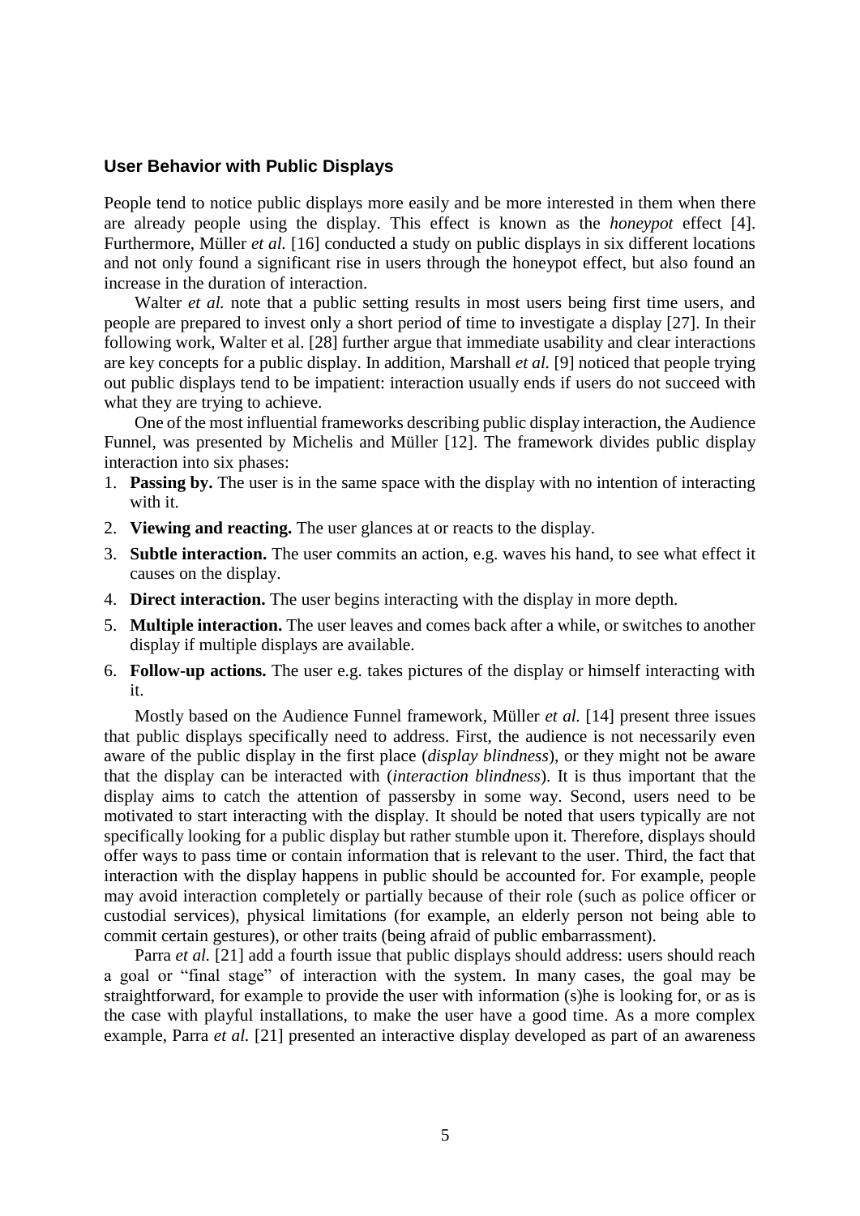### User Behavior with Public Displays

People tend to notice public displays more easily and be more interested in them when there are already people using the display. This effect is known as the *honeypot* effect [4]. Furthermore, Müller *et al.* [16] conducted a study on public displays in six different locations and not only found a significant rise in users through the honeypot effect, but also found an increase in the duration of interaction.

Walter *et al.* note that a public setting results in most users being first time users, and people are prepared to invest only a short period of time to investigate a display [27]. In their following work, Walter et al. [28] further argue that immediate usability and clear interactions are key concepts for a public display. In addition, Marshall *et al.* [9] noticed that people trying out public displays tend to be impatient: interaction usually ends if users do not succeed with what they are trying to achieve.

One of the most influential frameworks describing public display interaction, the Audience Funnel, was presented by Michelis and Müller [12]. The framework divides public display interaction into six phases:

1. **Passing by.** The user is in the same space with the display with no intention of interacting with it.
2. **Viewing and reacting.** The user glances at or reacts to the display.
3. **Subtle interaction.** The user commits an action, e.g. waves his hand, to see what effect it causes on the display.
4. **Direct interaction.** The user begins interacting with the display in more depth.
5. **Multiple interaction.** The user leaves and comes back after a while, or switches to another display if multiple displays are available.
6. **Follow-up actions.** The user e.g. takes pictures of the display or himself interacting with it.

Mostly based on the Audience Funnel framework, Müller *et al.* [14] present three issues that public displays specifically need to address. First, the audience is not necessarily even aware of the public display in the first place (*display blindness*), or they might not be aware that the display can be interacted with (*interaction blindness*). It is thus important that the display aims to catch the attention of passersby in some way. Second, users need to be motivated to start interacting with the display. It should be noted that users typically are not specifically looking for a public display but rather stumble upon it. Therefore, displays should offer ways to pass time or contain information that is relevant to the user. Third, the fact that interaction with the display happens in public should be accounted for. For example, people may avoid interaction completely or partially because of their role (such as police officer or custodial services), physical limitations (for example, an elderly person not being able to commit certain gestures), or other traits (being afraid of public embarrassment).

Parra *et al.* [21] add a fourth issue that public displays should address: users should reach a goal or "final stage" of interaction with the system. In many cases, the goal may be straightforward, for example to provide the user with information (s)he is looking for, or as is the case with playful installations, to make the user have a good time. As a more complex example, Parra *et al.* [21] presented an interactive display developed as part of an awareness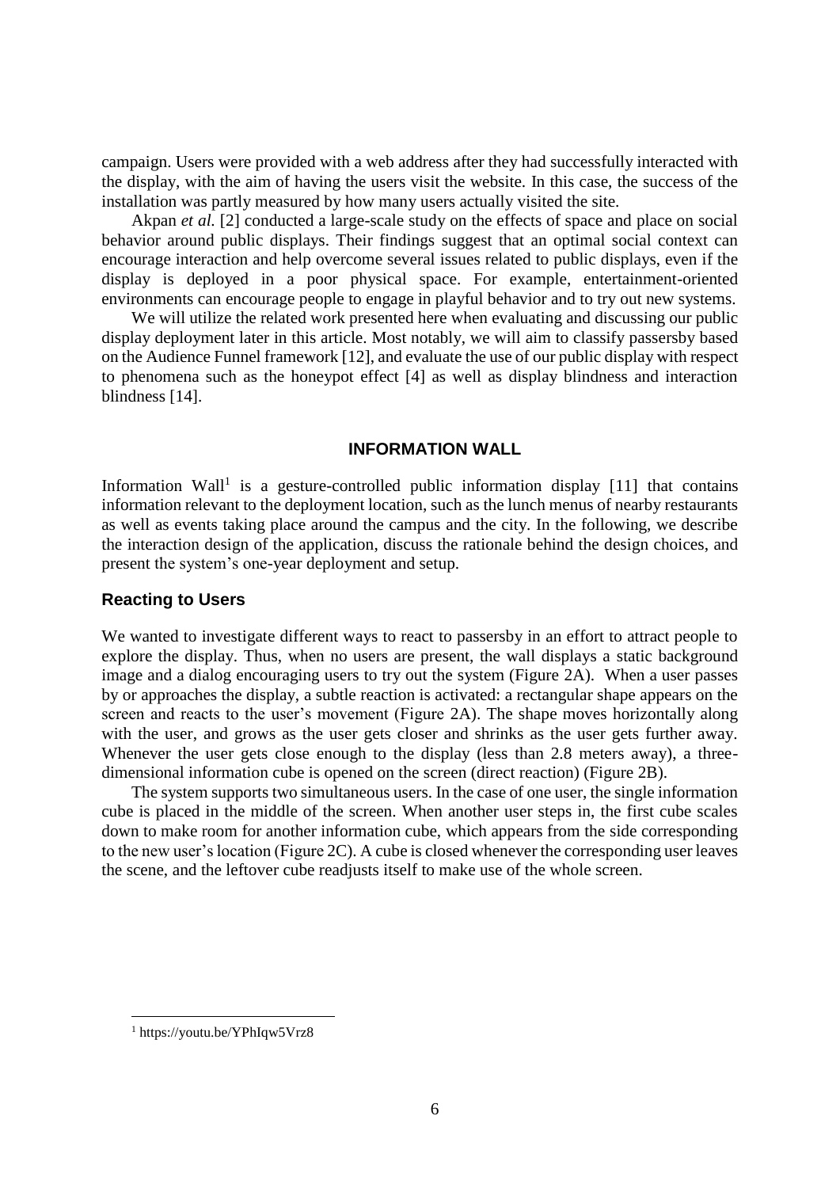campaign. Users were provided with a web address after they had successfully interacted with the display, with the aim of having the users visit the website. In this case, the success of the installation was partly measured by how many users actually visited the site.

Akpan *et al.* [2] conducted a large-scale study on the effects of space and place on social behavior around public displays. Their findings suggest that an optimal social context can encourage interaction and help overcome several issues related to public displays, even if the display is deployed in a poor physical space. For example, entertainment-oriented environments can encourage people to engage in playful behavior and to try out new systems.

We will utilize the related work presented here when evaluating and discussing our public display deployment later in this article. Most notably, we will aim to classify passersby based on the Audience Funnel framework [12], and evaluate the use of our public display with respect to phenomena such as the honeypot effect [4] as well as display blindness and interaction blindness [14].

## INFORMATION WALL

Information Wall[1] is a gesture-controlled public information display [11] that contains information relevant to the deployment location, such as the lunch menus of nearby restaurants as well as events taking place around the campus and the city. In the following, we describe the interaction design of the application, discuss the rationale behind the design choices, and present the system's one-year deployment and setup.

### Reacting to Users

We wanted to investigate different ways to react to passersby in an effort to attract people to explore the display. Thus, when no users are present, the wall displays a static background image and a dialog encouraging users to try out the system (Figure 2A). When a user passes by or approaches the display, a subtle reaction is activated: a rectangular shape appears on the screen and reacts to the user's movement (Figure 2A). The shape moves horizontally along with the user, and grows as the user gets closer and shrinks as the user gets further away. Whenever the user gets close enough to the display (less than 2.8 meters away), a three-dimensional information cube is opened on the screen (direct reaction) (Figure 2B).

The system supports two simultaneous users. In the case of one user, the single information cube is placed in the middle of the screen. When another user steps in, the first cube scales down to make room for another information cube, which appears from the side corresponding to the new user's location (Figure 2C). A cube is closed whenever the corresponding user leaves the scene, and the leftover cube readjusts itself to make use of the whole screen.

[1] https://youtu.be/YPhIqw5Vrz8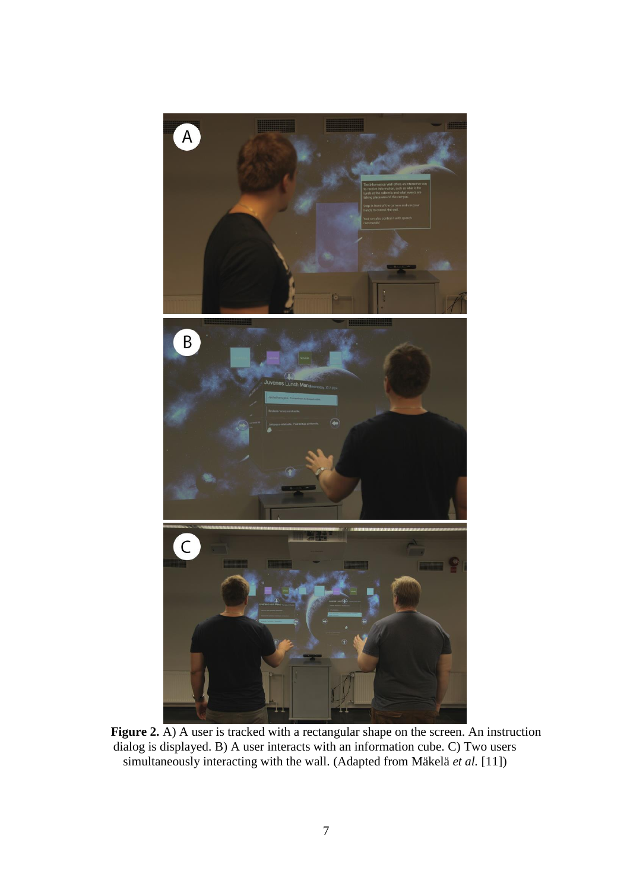**Figure 2.** A) A user is tracked with a rectangular shape on the screen. An instruction dialog is displayed. B) A user interacts with an information cube. C) Two users simultaneously interacting with the wall. (Adapted from Mäkelä *et al.* [11])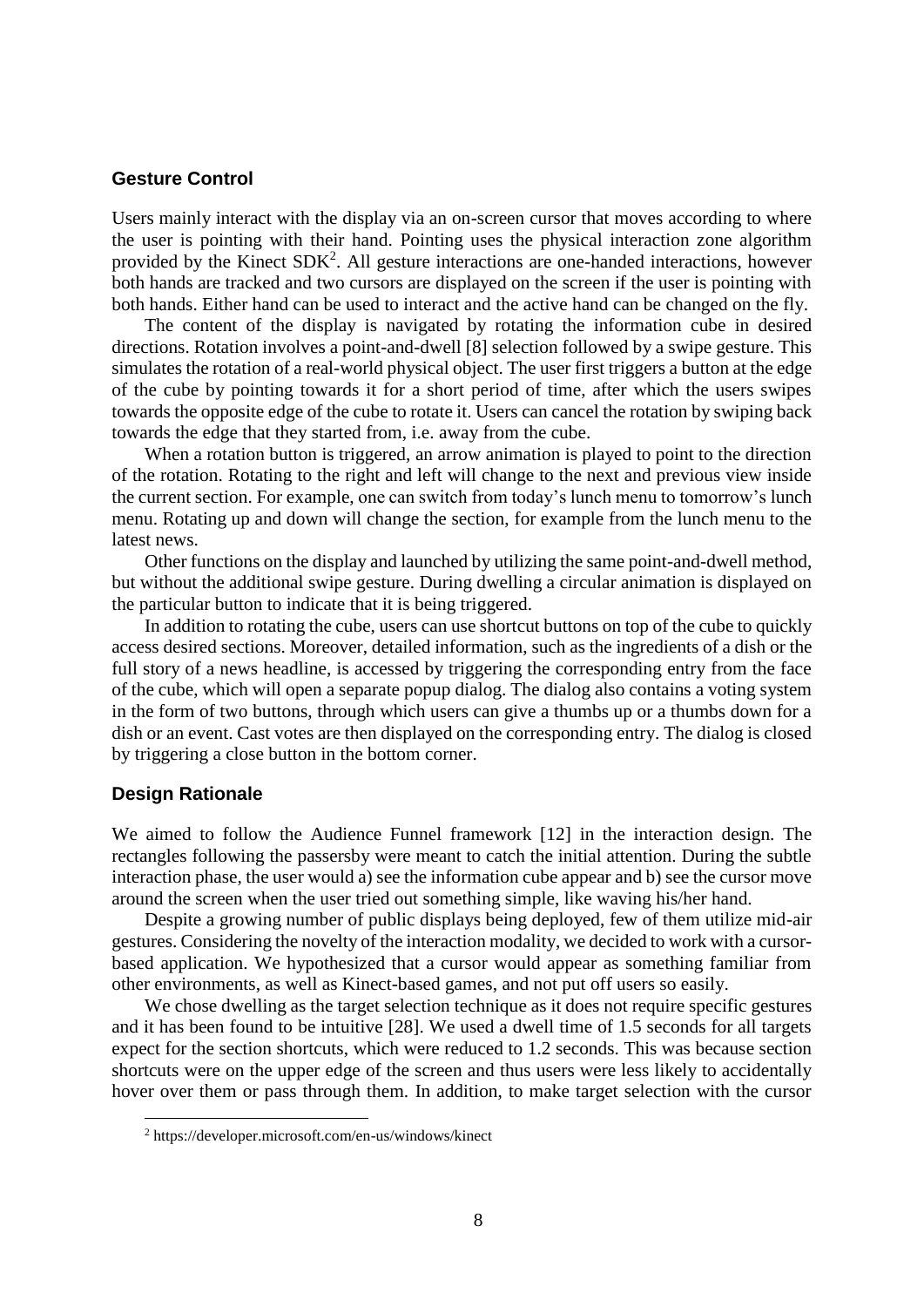### Gesture Control

Users mainly interact with the display via an on-screen cursor that moves according to where the user is pointing with their hand. Pointing uses the physical interaction zone algorithm provided by the Kinect SDK[2]. All gesture interactions are one-handed interactions, however both hands are tracked and two cursors are displayed on the screen if the user is pointing with both hands. Either hand can be used to interact and the active hand can be changed on the fly.

The content of the display is navigated by rotating the information cube in desired directions. Rotation involves a point-and-dwell [8] selection followed by a swipe gesture. This simulates the rotation of a real-world physical object. The user first triggers a button at the edge of the cube by pointing towards it for a short period of time, after which the users swipes towards the opposite edge of the cube to rotate it. Users can cancel the rotation by swiping back towards the edge that they started from, i.e. away from the cube.

When a rotation button is triggered, an arrow animation is played to point to the direction of the rotation. Rotating to the right and left will change to the next and previous view inside the current section. For example, one can switch from today's lunch menu to tomorrow's lunch menu. Rotating up and down will change the section, for example from the lunch menu to the latest news.

Other functions on the display and launched by utilizing the same point-and-dwell method, but without the additional swipe gesture. During dwelling a circular animation is displayed on the particular button to indicate that it is being triggered.

In addition to rotating the cube, users can use shortcut buttons on top of the cube to quickly access desired sections. Moreover, detailed information, such as the ingredients of a dish or the full story of a news headline, is accessed by triggering the corresponding entry from the face of the cube, which will open a separate popup dialog. The dialog also contains a voting system in the form of two buttons, through which users can give a thumbs up or a thumbs down for a dish or an event. Cast votes are then displayed on the corresponding entry. The dialog is closed by triggering a close button in the bottom corner.

### Design Rationale

We aimed to follow the Audience Funnel framework [12] in the interaction design. The rectangles following the passersby were meant to catch the initial attention. During the subtle interaction phase, the user would a) see the information cube appear and b) see the cursor move around the screen when the user tried out something simple, like waving his/her hand.

Despite a growing number of public displays being deployed, few of them utilize mid-air gestures. Considering the novelty of the interaction modality, we decided to work with a cursor-based application. We hypothesized that a cursor would appear as something familiar from other environments, as well as Kinect-based games, and not put off users so easily.

We chose dwelling as the target selection technique as it does not require specific gestures and it has been found to be intuitive [28]. We used a dwell time of 1.5 seconds for all targets expect for the section shortcuts, which were reduced to 1.2 seconds. This was because section shortcuts were on the upper edge of the screen and thus users were less likely to accidentally hover over them or pass through them. In addition, to make target selection with the cursor

[2] https://developer.microsoft.com/en-us/windows/kinect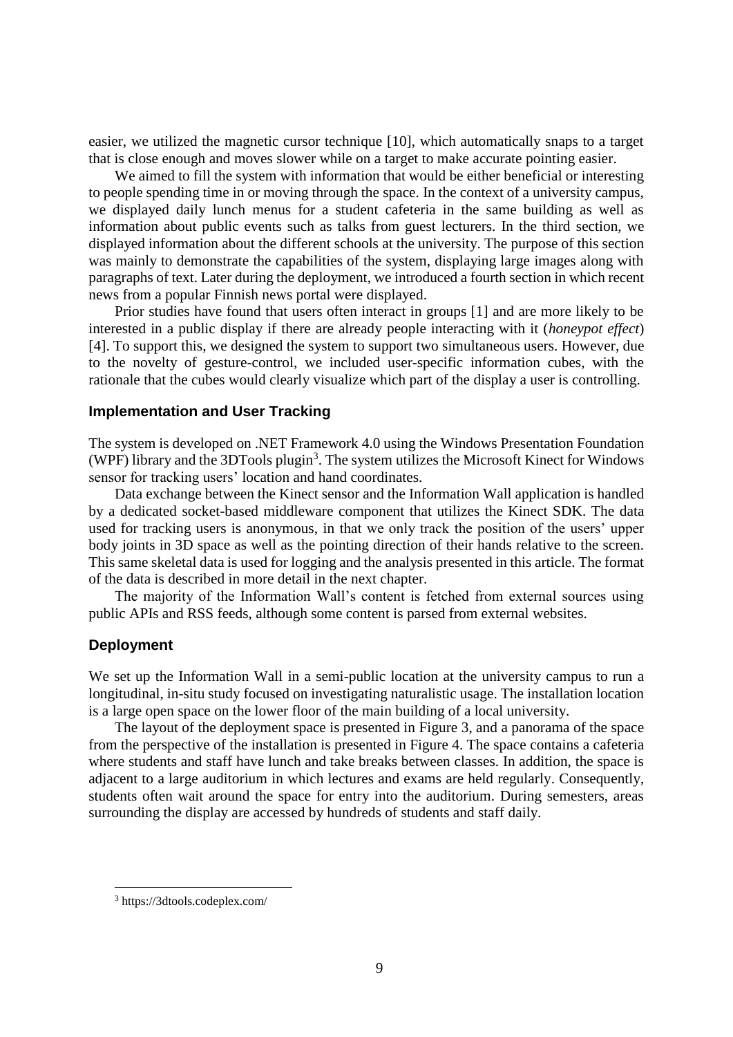easier, we utilized the magnetic cursor technique [10], which automatically snaps to a target that is close enough and moves slower while on a target to make accurate pointing easier.

We aimed to fill the system with information that would be either beneficial or interesting to people spending time in or moving through the space. In the context of a university campus, we displayed daily lunch menus for a student cafeteria in the same building as well as information about public events such as talks from guest lecturers. In the third section, we displayed information about the different schools at the university. The purpose of this section was mainly to demonstrate the capabilities of the system, displaying large images along with paragraphs of text. Later during the deployment, we introduced a fourth section in which recent news from a popular Finnish news portal were displayed.

Prior studies have found that users often interact in groups [1] and are more likely to be interested in a public display if there are already people interacting with it (*honeypot effect*) [4]. To support this, we designed the system to support two simultaneous users. However, due to the novelty of gesture-control, we included user-specific information cubes, with the rationale that the cubes would clearly visualize which part of the display a user is controlling.

### Implementation and User Tracking

The system is developed on .NET Framework 4.0 using the Windows Presentation Foundation (WPF) library and the 3DTools plugin[3]. The system utilizes the Microsoft Kinect for Windows sensor for tracking users' location and hand coordinates.

Data exchange between the Kinect sensor and the Information Wall application is handled by a dedicated socket-based middleware component that utilizes the Kinect SDK. The data used for tracking users is anonymous, in that we only track the position of the users' upper body joints in 3D space as well as the pointing direction of their hands relative to the screen. This same skeletal data is used for logging and the analysis presented in this article. The format of the data is described in more detail in the next chapter.

The majority of the Information Wall's content is fetched from external sources using public APIs and RSS feeds, although some content is parsed from external websites.

### Deployment

We set up the Information Wall in a semi-public location at the university campus to run a longitudinal, in-situ study focused on investigating naturalistic usage. The installation location is a large open space on the lower floor of the main building of a local university.

The layout of the deployment space is presented in Figure 3, and a panorama of the space from the perspective of the installation is presented in Figure 4. The space contains a cafeteria where students and staff have lunch and take breaks between classes. In addition, the space is adjacent to a large auditorium in which lectures and exams are held regularly. Consequently, students often wait around the space for entry into the auditorium. During semesters, areas surrounding the display are accessed by hundreds of students and staff daily.

---

[3] https://3dtools.codeplex.com/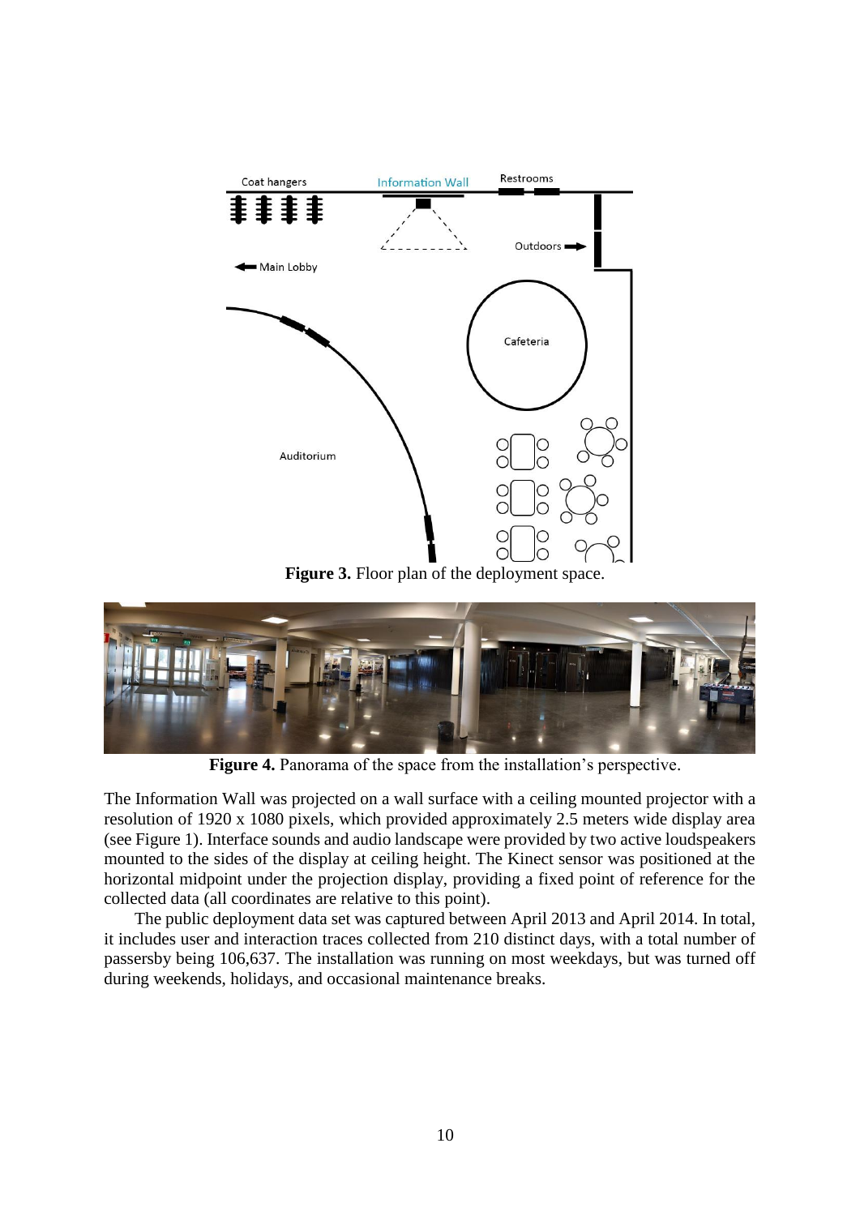**Figure 3.** Floor plan of the deployment space.

**Figure 4.** Panorama of the space from the installation's perspective.

The Information Wall was projected on a wall surface with a ceiling mounted projector with a resolution of 1920 x 1080 pixels, which provided approximately 2.5 meters wide display area (see Figure 1). Interface sounds and audio landscape were provided by two active loudspeakers mounted to the sides of the display at ceiling height. The Kinect sensor was positioned at the horizontal midpoint under the projection display, providing a fixed point of reference for the collected data (all coordinates are relative to this point).

The public deployment data set was captured between April 2013 and April 2014. In total, it includes user and interaction traces collected from 210 distinct days, with a total number of passersby being 106,637. The installation was running on most weekdays, but was turned off during weekends, holidays, and occasional maintenance breaks.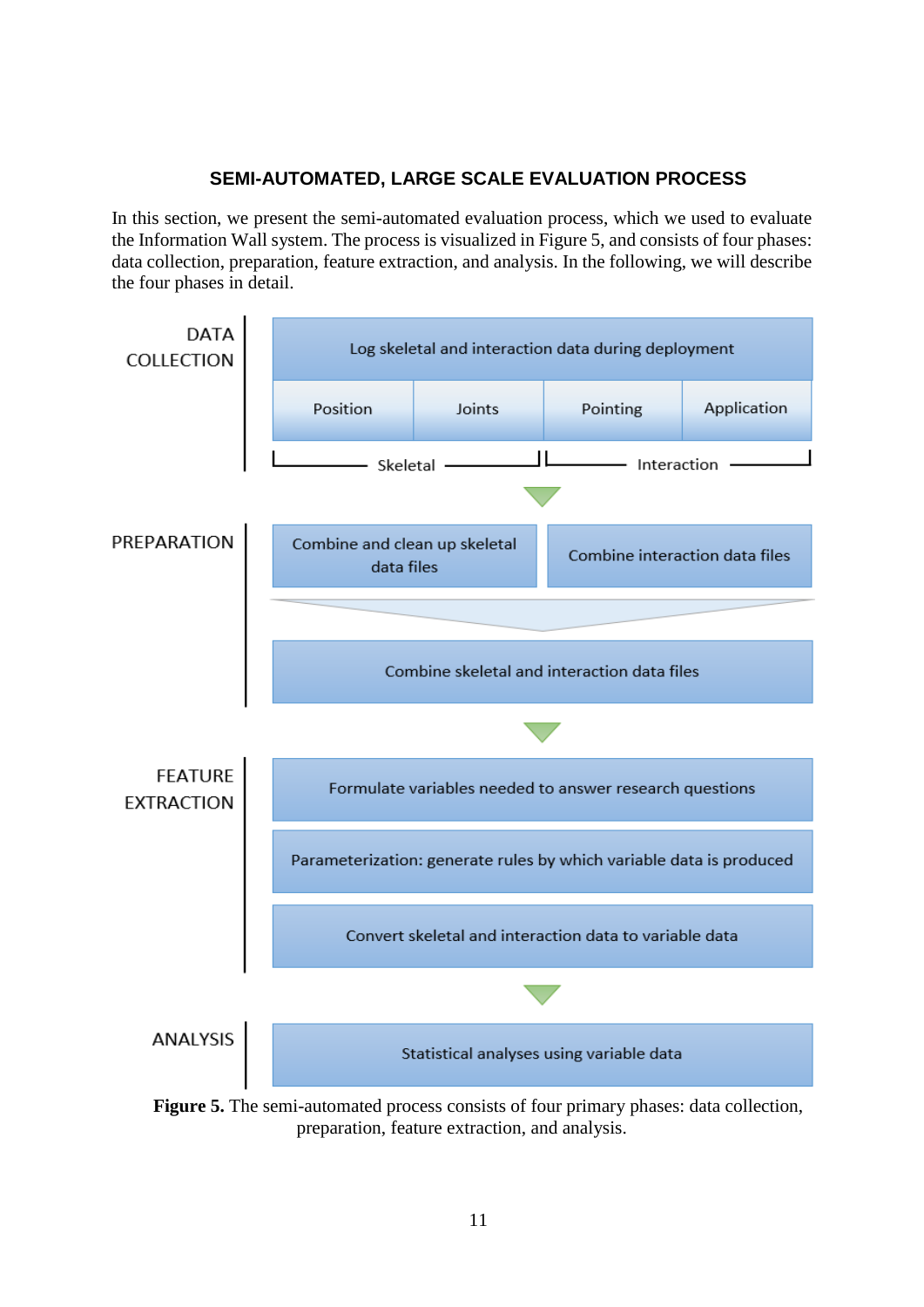## SEMI-AUTOMATED, LARGE SCALE EVALUATION PROCESS

In this section, we present the semi-automated evaluation process, which we used to evaluate the Information Wall system. The process is visualized in Figure 5, and consists of four phases: data collection, preparation, feature extraction, and analysis. In the following, we will describe the four phases in detail.

DATA COLLECTION

- Log skeletal and interaction data during deployment
  - Skeletal: Position, Joints
  - Interaction: Pointing, Application

PREPARATION

- Combine and clean up skeletal data files
- Combine interaction data files
- Combine skeletal and interaction data files

FEATURE EXTRACTION

- Formulate variables needed to answer research questions
- Parameterization: generate rules by which variable data is produced
- Convert skeletal and interaction data to variable data

ANALYSIS

- Statistical analyses using variable data

**Figure 5.** The semi-automated process consists of four primary phases: data collection, preparation, feature extraction, and analysis.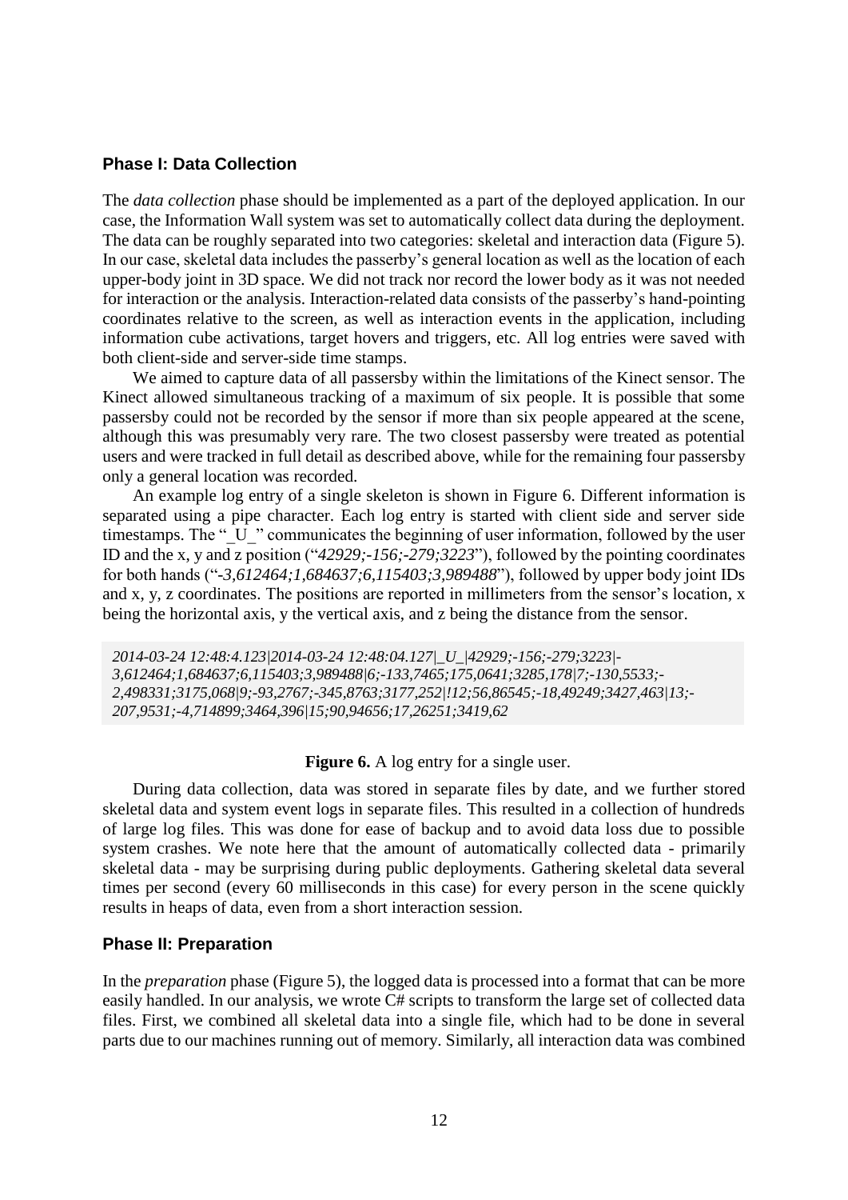### Phase I: Data Collection

The *data collection* phase should be implemented as a part of the deployed application. In our case, the Information Wall system was set to automatically collect data during the deployment. The data can be roughly separated into two categories: skeletal and interaction data (Figure 5). In our case, skeletal data includes the passerby's general location as well as the location of each upper-body joint in 3D space. We did not track nor record the lower body as it was not needed for interaction or the analysis. Interaction-related data consists of the passerby's hand-pointing coordinates relative to the screen, as well as interaction events in the application, including information cube activations, target hovers and triggers, etc. All log entries were saved with both client-side and server-side time stamps.

We aimed to capture data of all passersby within the limitations of the Kinect sensor. The Kinect allowed simultaneous tracking of a maximum of six people. It is possible that some passersby could not be recorded by the sensor if more than six people appeared at the scene, although this was presumably very rare. The two closest passersby were treated as potential users and were tracked in full detail as described above, while for the remaining four passersby only a general location was recorded.

An example log entry of a single skeleton is shown in Figure 6. Different information is separated using a pipe character. Each log entry is started with client side and server side timestamps. The "_U_" communicates the beginning of user information, followed by the user ID and the x, y and z position ("*42929;-156;-279;3223*"), followed by the pointing coordinates for both hands ("*-3,612464;1,684637;6,115403;3,989488*"), followed by upper body joint IDs and x, y, z coordinates. The positions are reported in millimeters from the sensor's location, x being the horizontal axis, y the vertical axis, and z being the distance from the sensor.

```
2014-03-24 12:48:4.123|2014-03-24 12:48:04.127|_U_|42929;-156;-279;3223|-3,612464;1,684637;6,115403;3,989488|6;-133,7465;175,0641;3285,178|7;-130,5533;-2,498331;3175,068|9;-93,2767;-345,8763;3177,252|!12;56,86545;-18,49249;3427,463|13;-207,9531;-4,714899;3464,396|15;90,94656;17,26251;3419,62
```

**Figure 6.** A log entry for a single user.

During data collection, data was stored in separate files by date, and we further stored skeletal data and system event logs in separate files. This resulted in a collection of hundreds of large log files. This was done for ease of backup and to avoid data loss due to possible system crashes. We note here that the amount of automatically collected data - primarily skeletal data - may be surprising during public deployments. Gathering skeletal data several times per second (every 60 milliseconds in this case) for every person in the scene quickly results in heaps of data, even from a short interaction session.

### Phase II: Preparation

In the *preparation* phase (Figure 5), the logged data is processed into a format that can be more easily handled. In our analysis, we wrote C# scripts to transform the large set of collected data files. First, we combined all skeletal data into a single file, which had to be done in several parts due to our machines running out of memory. Similarly, all interaction data was combined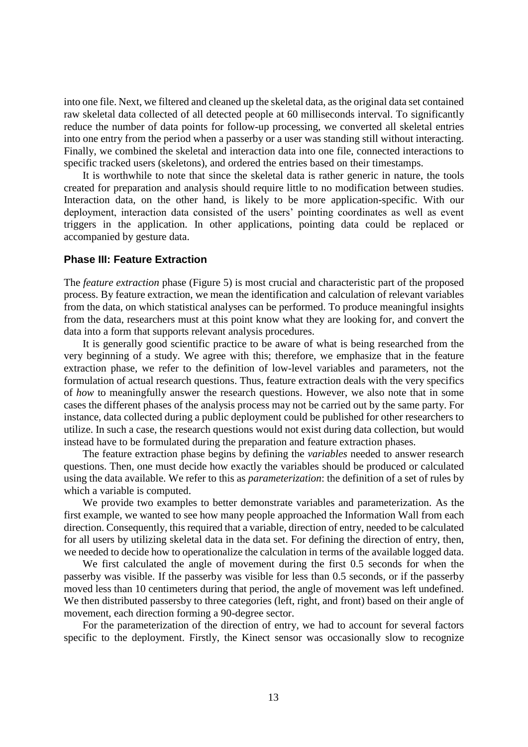into one file. Next, we filtered and cleaned up the skeletal data, as the original data set contained raw skeletal data collected of all detected people at 60 milliseconds interval. To significantly reduce the number of data points for follow-up processing, we converted all skeletal entries into one entry from the period when a passerby or a user was standing still without interacting. Finally, we combined the skeletal and interaction data into one file, connected interactions to specific tracked users (skeletons), and ordered the entries based on their timestamps.

It is worthwhile to note that since the skeletal data is rather generic in nature, the tools created for preparation and analysis should require little to no modification between studies. Interaction data, on the other hand, is likely to be more application-specific. With our deployment, interaction data consisted of the users' pointing coordinates as well as event triggers in the application. In other applications, pointing data could be replaced or accompanied by gesture data.

### Phase III: Feature Extraction

The *feature extraction* phase (Figure 5) is most crucial and characteristic part of the proposed process. By feature extraction, we mean the identification and calculation of relevant variables from the data, on which statistical analyses can be performed. To produce meaningful insights from the data, researchers must at this point know what they are looking for, and convert the data into a form that supports relevant analysis procedures.

It is generally good scientific practice to be aware of what is being researched from the very beginning of a study. We agree with this; therefore, we emphasize that in the feature extraction phase, we refer to the definition of low-level variables and parameters, not the formulation of actual research questions. Thus, feature extraction deals with the very specifics of *how* to meaningfully answer the research questions. However, we also note that in some cases the different phases of the analysis process may not be carried out by the same party. For instance, data collected during a public deployment could be published for other researchers to utilize. In such a case, the research questions would not exist during data collection, but would instead have to be formulated during the preparation and feature extraction phases.

The feature extraction phase begins by defining the *variables* needed to answer research questions. Then, one must decide how exactly the variables should be produced or calculated using the data available. We refer to this as *parameterization*: the definition of a set of rules by which a variable is computed.

We provide two examples to better demonstrate variables and parameterization. As the first example, we wanted to see how many people approached the Information Wall from each direction. Consequently, this required that a variable, direction of entry, needed to be calculated for all users by utilizing skeletal data in the data set. For defining the direction of entry, then, we needed to decide how to operationalize the calculation in terms of the available logged data.

We first calculated the angle of movement during the first 0.5 seconds for when the passerby was visible. If the passerby was visible for less than 0.5 seconds, or if the passerby moved less than 10 centimeters during that period, the angle of movement was left undefined. We then distributed passersby to three categories (left, right, and front) based on their angle of movement, each direction forming a 90-degree sector.

For the parameterization of the direction of entry, we had to account for several factors specific to the deployment. Firstly, the Kinect sensor was occasionally slow to recognize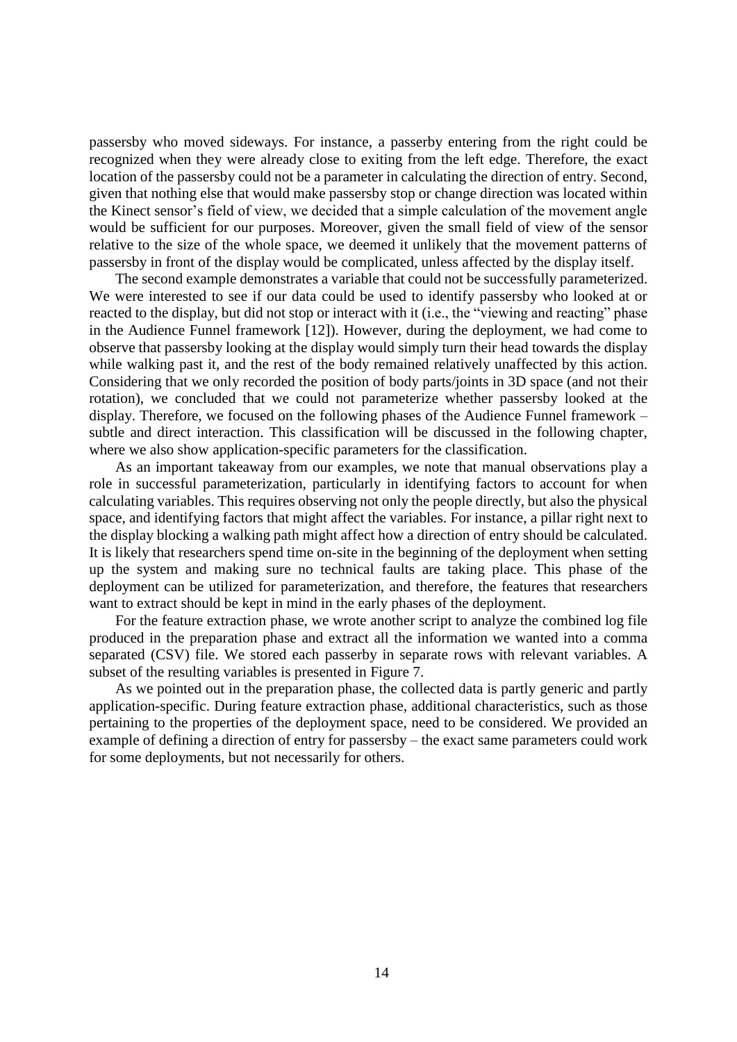passersby who moved sideways. For instance, a passerby entering from the right could be recognized when they were already close to exiting from the left edge. Therefore, the exact location of the passersby could not be a parameter in calculating the direction of entry. Second, given that nothing else that would make passersby stop or change direction was located within the Kinect sensor's field of view, we decided that a simple calculation of the movement angle would be sufficient for our purposes. Moreover, given the small field of view of the sensor relative to the size of the whole space, we deemed it unlikely that the movement patterns of passersby in front of the display would be complicated, unless affected by the display itself.

The second example demonstrates a variable that could not be successfully parameterized. We were interested to see if our data could be used to identify passersby who looked at or reacted to the display, but did not stop or interact with it (i.e., the "viewing and reacting" phase in the Audience Funnel framework [12]). However, during the deployment, we had come to observe that passersby looking at the display would simply turn their head towards the display while walking past it, and the rest of the body remained relatively unaffected by this action. Considering that we only recorded the position of body parts/joints in 3D space (and not their rotation), we concluded that we could not parameterize whether passersby looked at the display. Therefore, we focused on the following phases of the Audience Funnel framework – subtle and direct interaction. This classification will be discussed in the following chapter, where we also show application-specific parameters for the classification.

As an important takeaway from our examples, we note that manual observations play a role in successful parameterization, particularly in identifying factors to account for when calculating variables. This requires observing not only the people directly, but also the physical space, and identifying factors that might affect the variables. For instance, a pillar right next to the display blocking a walking path might affect how a direction of entry should be calculated. It is likely that researchers spend time on-site in the beginning of the deployment when setting up the system and making sure no technical faults are taking place. This phase of the deployment can be utilized for parameterization, and therefore, the features that researchers want to extract should be kept in mind in the early phases of the deployment.

For the feature extraction phase, we wrote another script to analyze the combined log file produced in the preparation phase and extract all the information we wanted into a comma separated (CSV) file. We stored each passerby in separate rows with relevant variables. A subset of the resulting variables is presented in Figure 7.

As we pointed out in the preparation phase, the collected data is partly generic and partly application-specific. During feature extraction phase, additional characteristics, such as those pertaining to the properties of the deployment space, need to be considered. We provided an example of defining a direction of entry for passersby – the exact same parameters could work for some deployments, but not necessarily for others.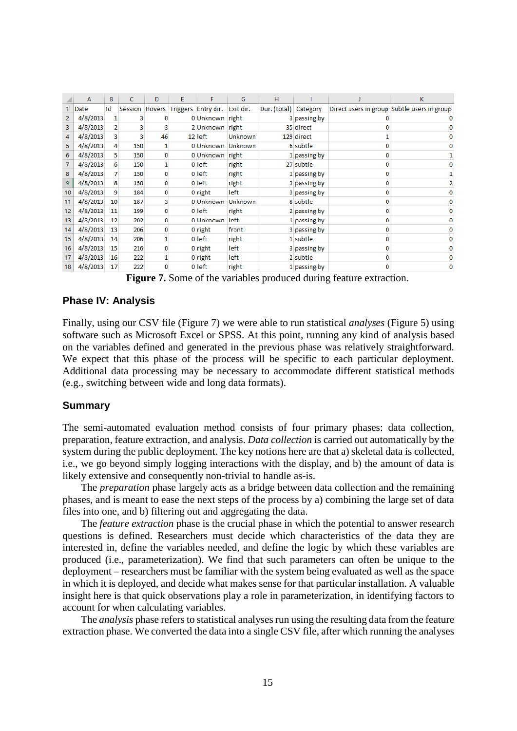| Date | Id | Session | Hovers | Triggers | Entry dir. | Exit dir. | Dur. (total) | Category | Direct users in group | Subtle users in group |
|---|---|---|---|---|---|---|---|---|---|---|
| 4/8/2013 | 1 | 3 | 0 | 0 | Unknown | right | 3 | passing by | 0 | 0 |
| 4/8/2013 | 2 | 3 | 3 | 2 | Unknown | right | 35 | direct | 0 | 0 |
| 4/8/2013 | 3 | 3 | 46 | 12 | left | Unknown | 129 | direct | 1 | 0 |
| 4/8/2013 | 4 | 150 | 1 | 0 | Unknown | Unknown | 6 | subtle | 0 | 0 |
| 4/8/2013 | 5 | 150 | 0 | 0 | Unknown | right | 1 | passing by | 0 | 1 |
| 4/8/2013 | 6 | 150 | 1 | 0 | left | right | 27 | subtle | 0 | 0 |
| 4/8/2013 | 7 | 150 | 0 | 0 | left | right | 1 | passing by | 0 | 1 |
| 4/8/2013 | 8 | 150 | 0 | 0 | left | right | 3 | passing by | 0 | 2 |
| 4/8/2013 | 9 | 184 | 0 | 0 | right | left | 3 | passing by | 0 | 0 |
| 4/8/2013 | 10 | 187 | 3 | 0 | Unknown | Unknown | 8 | subtle | 0 | 0 |
| 4/8/2013 | 11 | 199 | 0 | 0 | left | right | 2 | passing by | 0 | 0 |
| 4/8/2013 | 12 | 202 | 0 | 0 | Unknown | left | 1 | passing by | 0 | 0 |
| 4/8/2013 | 13 | 206 | 0 | 0 | right | front | 3 | passing by | 0 | 0 |
| 4/8/2013 | 14 | 206 | 1 | 0 | left | right | 1 | subtle | 0 | 0 |
| 4/8/2013 | 15 | 216 | 0 | 0 | right | left | 3 | passing by | 0 | 0 |
| 4/8/2013 | 16 | 222 | 1 | 0 | right | left | 2 | subtle | 0 | 0 |
| 4/8/2013 | 17 | 222 | 0 | 0 | left | right | 1 | passing by | 0 | 0 |

**Figure 7.** Some of the variables produced during feature extraction.

## Phase IV: Analysis

Finally, using our CSV file (Figure 7) we were able to run statistical *analyses* (Figure 5) using software such as Microsoft Excel or SPSS. At this point, running any kind of analysis based on the variables defined and generated in the previous phase was relatively straightforward. We expect that this phase of the process will be specific to each particular deployment. Additional data processing may be necessary to accommodate different statistical methods (e.g., switching between wide and long data formats).

## Summary

The semi-automated evaluation method consists of four primary phases: data collection, preparation, feature extraction, and analysis. *Data collection* is carried out automatically by the system during the public deployment. The key notions here are that a) skeletal data is collected, i.e., we go beyond simply logging interactions with the display, and b) the amount of data is likely extensive and consequently non-trivial to handle as-is.

The *preparation* phase largely acts as a bridge between data collection and the remaining phases, and is meant to ease the next steps of the process by a) combining the large set of data files into one, and b) filtering out and aggregating the data.

The *feature extraction* phase is the crucial phase in which the potential to answer research questions is defined. Researchers must decide which characteristics of the data they are interested in, define the variables needed, and define the logic by which these variables are produced (i.e., parameterization). We find that such parameters can often be unique to the deployment – researchers must be familiar with the system being evaluated as well as the space in which it is deployed, and decide what makes sense for that particular installation. A valuable insight here is that quick observations play a role in parameterization, in identifying factors to account for when calculating variables.

The *analysis* phase refers to statistical analyses run using the resulting data from the feature extraction phase. We converted the data into a single CSV file, after which running the analyses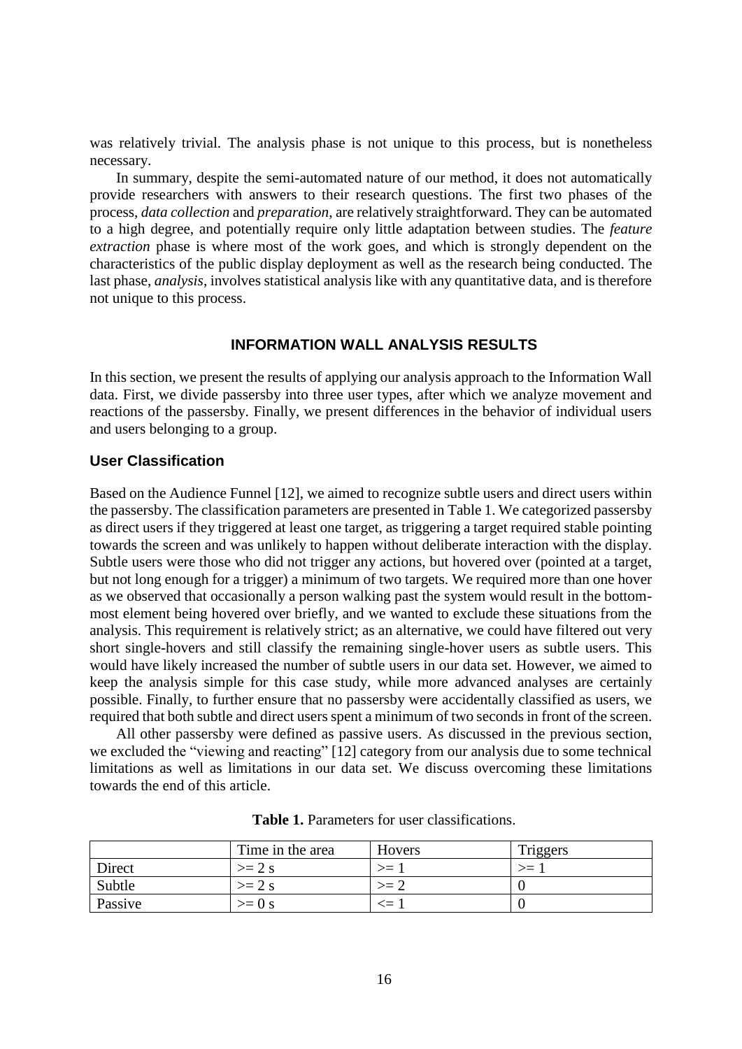was relatively trivial. The analysis phase is not unique to this process, but is nonetheless necessary.

In summary, despite the semi-automated nature of our method, it does not automatically provide researchers with answers to their research questions. The first two phases of the process, *data collection* and *preparation*, are relatively straightforward. They can be automated to a high degree, and potentially require only little adaptation between studies. The *feature extraction* phase is where most of the work goes, and which is strongly dependent on the characteristics of the public display deployment as well as the research being conducted. The last phase, *analysis*, involves statistical analysis like with any quantitative data, and is therefore not unique to this process.

## INFORMATION WALL ANALYSIS RESULTS

In this section, we present the results of applying our analysis approach to the Information Wall data. First, we divide passersby into three user types, after which we analyze movement and reactions of the passersby. Finally, we present differences in the behavior of individual users and users belonging to a group.

### User Classification

Based on the Audience Funnel [12], we aimed to recognize subtle users and direct users within the passersby. The classification parameters are presented in Table 1. We categorized passersby as direct users if they triggered at least one target, as triggering a target required stable pointing towards the screen and was unlikely to happen without deliberate interaction with the display. Subtle users were those who did not trigger any actions, but hovered over (pointed at a target, but not long enough for a trigger) a minimum of two targets. We required more than one hover as we observed that occasionally a person walking past the system would result in the bottom-most element being hovered over briefly, and we wanted to exclude these situations from the analysis. This requirement is relatively strict; as an alternative, we could have filtered out very short single-hovers and still classify the remaining single-hover users as subtle users. This would have likely increased the number of subtle users in our data set. However, we aimed to keep the analysis simple for this case study, while more advanced analyses are certainly possible. Finally, to further ensure that no passersby were accidentally classified as users, we required that both subtle and direct users spent a minimum of two seconds in front of the screen.

All other passersby were defined as passive users. As discussed in the previous section, we excluded the "viewing and reacting" [12] category from our analysis due to some technical limitations as well as limitations in our data set. We discuss overcoming these limitations towards the end of this article.

**Table 1.** Parameters for user classifications.

| | Time in the area | Hovers | Triggers |
|---|---|---|---|
| Direct | >= 2 s | >= 1 | >= 1 |
| Subtle | >= 2 s | >= 2 | 0 |
| Passive | >= 0 s | <= 1 | 0 |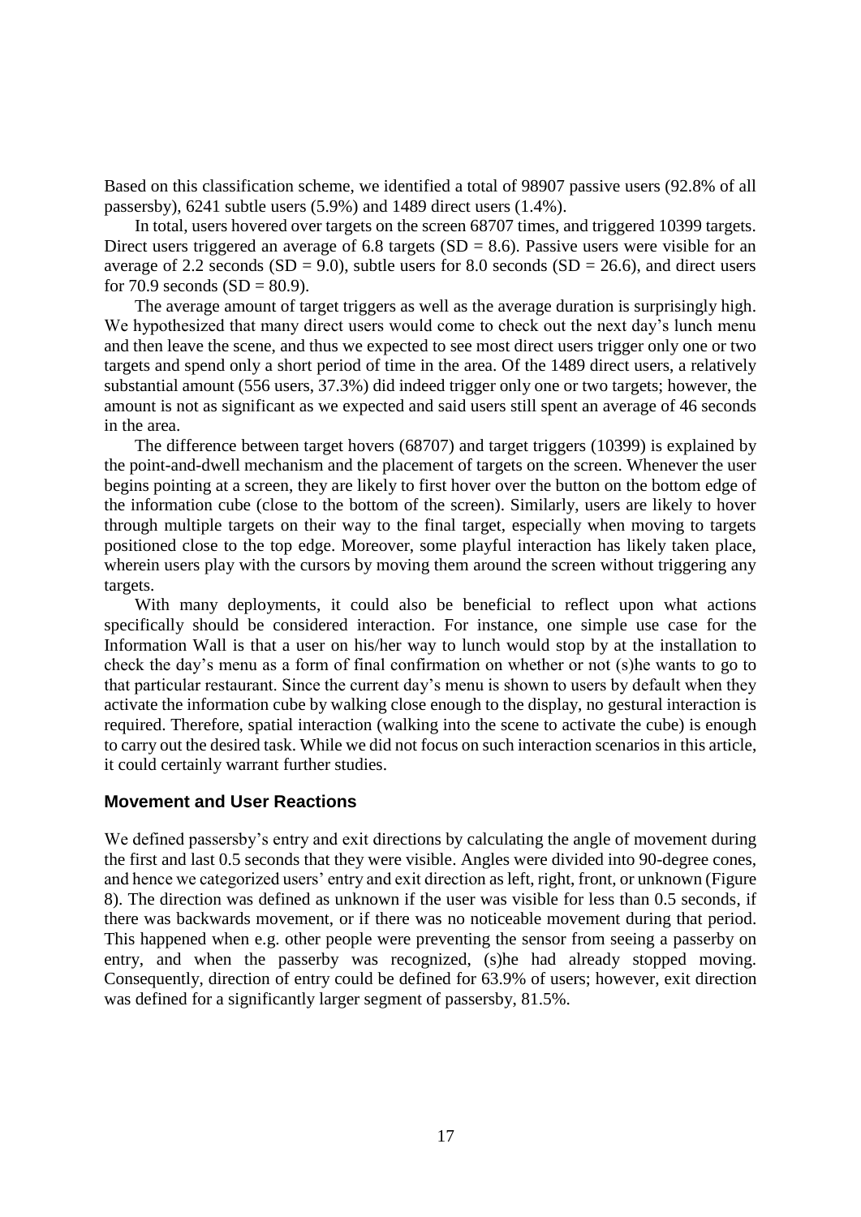Based on this classification scheme, we identified a total of 98907 passive users (92.8% of all passersby), 6241 subtle users (5.9%) and 1489 direct users (1.4%).

In total, users hovered over targets on the screen 68707 times, and triggered 10399 targets. Direct users triggered an average of 6.8 targets (SD = 8.6). Passive users were visible for an average of 2.2 seconds (SD = 9.0), subtle users for 8.0 seconds (SD = 26.6), and direct users for 70.9 seconds (SD = 80.9).

The average amount of target triggers as well as the average duration is surprisingly high. We hypothesized that many direct users would come to check out the next day's lunch menu and then leave the scene, and thus we expected to see most direct users trigger only one or two targets and spend only a short period of time in the area. Of the 1489 direct users, a relatively substantial amount (556 users, 37.3%) did indeed trigger only one or two targets; however, the amount is not as significant as we expected and said users still spent an average of 46 seconds in the area.

The difference between target hovers (68707) and target triggers (10399) is explained by the point-and-dwell mechanism and the placement of targets on the screen. Whenever the user begins pointing at a screen, they are likely to first hover over the button on the bottom edge of the information cube (close to the bottom of the screen). Similarly, users are likely to hover through multiple targets on their way to the final target, especially when moving to targets positioned close to the top edge. Moreover, some playful interaction has likely taken place, wherein users play with the cursors by moving them around the screen without triggering any targets.

With many deployments, it could also be beneficial to reflect upon what actions specifically should be considered interaction. For instance, one simple use case for the Information Wall is that a user on his/her way to lunch would stop by at the installation to check the day's menu as a form of final confirmation on whether or not (s)he wants to go to that particular restaurant. Since the current day's menu is shown to users by default when they activate the information cube by walking close enough to the display, no gestural interaction is required. Therefore, spatial interaction (walking into the scene to activate the cube) is enough to carry out the desired task. While we did not focus on such interaction scenarios in this article, it could certainly warrant further studies.

### Movement and User Reactions

We defined passersby's entry and exit directions by calculating the angle of movement during the first and last 0.5 seconds that they were visible. Angles were divided into 90-degree cones, and hence we categorized users' entry and exit direction as left, right, front, or unknown (Figure 8). The direction was defined as unknown if the user was visible for less than 0.5 seconds, if there was backwards movement, or if there was no noticeable movement during that period. This happened when e.g. other people were preventing the sensor from seeing a passerby on entry, and when the passerby was recognized, (s)he had already stopped moving. Consequently, direction of entry could be defined for 63.9% of users; however, exit direction was defined for a significantly larger segment of passersby, 81.5%.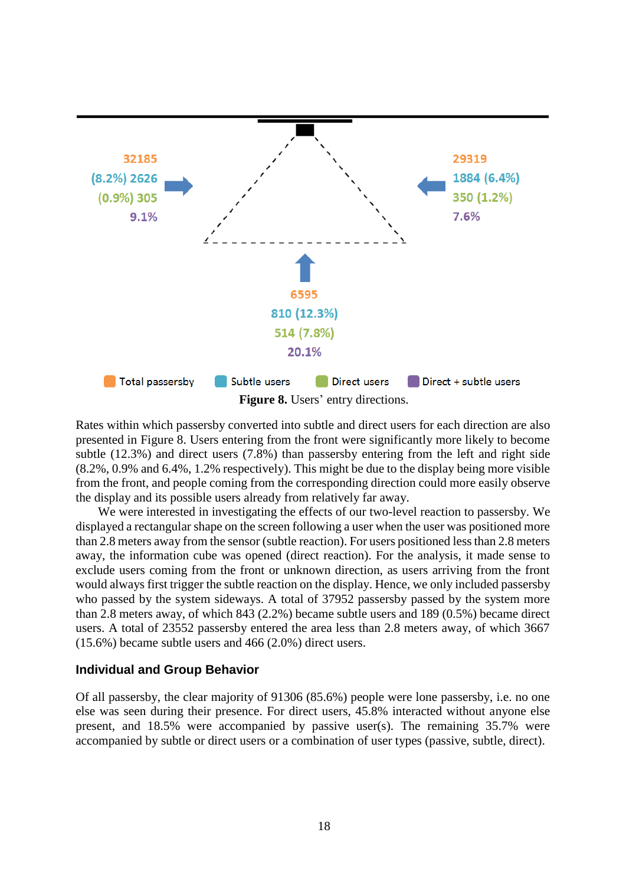32185
(8.2%) 2626
(0.9%) 305
9.1%

29319
1884 (6.4%)
350 (1.2%)
7.6%

6595
810 (12.3%)
514 (7.8%)
20.1%

Total passersby · Subtle users · Direct users · Direct + subtle users

**Figure 8.** Users' entry directions.

Rates within which passersby converted into subtle and direct users for each direction are also presented in Figure 8. Users entering from the front were significantly more likely to become subtle (12.3%) and direct users (7.8%) than passersby entering from the left and right side (8.2%, 0.9% and 6.4%, 1.2% respectively). This might be due to the display being more visible from the front, and people coming from the corresponding direction could more easily observe the display and its possible users already from relatively far away.

We were interested in investigating the effects of our two-level reaction to passersby. We displayed a rectangular shape on the screen following a user when the user was positioned more than 2.8 meters away from the sensor (subtle reaction). For users positioned less than 2.8 meters away, the information cube was opened (direct reaction). For the analysis, it made sense to exclude users coming from the front or unknown direction, as users arriving from the front would always first trigger the subtle reaction on the display. Hence, we only included passersby who passed by the system sideways. A total of 37952 passersby passed by the system more than 2.8 meters away, of which 843 (2.2%) became subtle users and 189 (0.5%) became direct users. A total of 23552 passersby entered the area less than 2.8 meters away, of which 3667 (15.6%) became subtle users and 466 (2.0%) direct users.

### Individual and Group Behavior

Of all passersby, the clear majority of 91306 (85.6%) people were lone passersby, i.e. no one else was seen during their presence. For direct users, 45.8% interacted without anyone else present, and 18.5% were accompanied by passive user(s). The remaining 35.7% were accompanied by subtle or direct users or a combination of user types (passive, subtle, direct).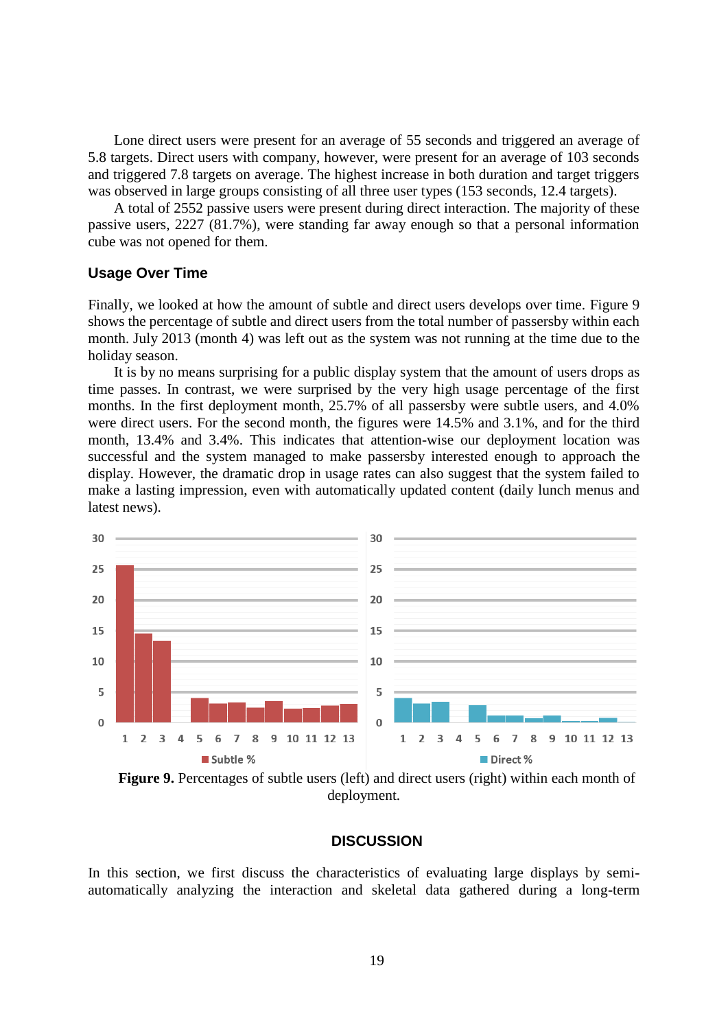Lone direct users were present for an average of 55 seconds and triggered an average of 5.8 targets. Direct users with company, however, were present for an average of 103 seconds and triggered 7.8 targets on average. The highest increase in both duration and target triggers was observed in large groups consisting of all three user types (153 seconds, 12.4 targets).

A total of 2552 passive users were present during direct interaction. The majority of these passive users, 2227 (81.7%), were standing far away enough so that a personal information cube was not opened for them.

### Usage Over Time

Finally, we looked at how the amount of subtle and direct users develops over time. Figure 9 shows the percentage of subtle and direct users from the total number of passersby within each month. July 2013 (month 4) was left out as the system was not running at the time due to the holiday season.

It is by no means surprising for a public display system that the amount of users drops as time passes. In contrast, we were surprised by the very high usage percentage of the first months. In the first deployment month, 25.7% of all passersby were subtle users, and 4.0% were direct users. For the second month, the figures were 14.5% and 3.1%, and for the third month, 13.4% and 3.4%. This indicates that attention-wise our deployment location was successful and the system managed to make passersby interested enough to approach the display. However, the dramatic drop in usage rates can also suggest that the system failed to make a lasting impression, even with automatically updated content (daily lunch menus and latest news).

**Figure 9.** Percentages of subtle users (left) and direct users (right) within each month of deployment.

## DISCUSSION

In this section, we first discuss the characteristics of evaluating large displays by semi-automatically analyzing the interaction and skeletal data gathered during a long-term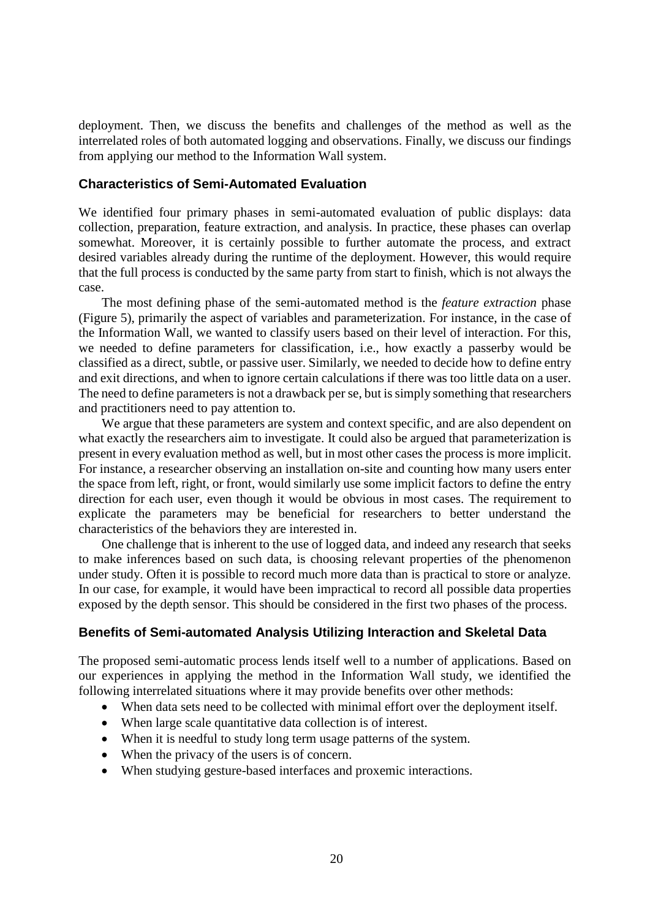deployment. Then, we discuss the benefits and challenges of the method as well as the interrelated roles of both automated logging and observations. Finally, we discuss our findings from applying our method to the Information Wall system.

### Characteristics of Semi-Automated Evaluation

We identified four primary phases in semi-automated evaluation of public displays: data collection, preparation, feature extraction, and analysis. In practice, these phases can overlap somewhat. Moreover, it is certainly possible to further automate the process, and extract desired variables already during the runtime of the deployment. However, this would require that the full process is conducted by the same party from start to finish, which is not always the case.

The most defining phase of the semi-automated method is the *feature extraction* phase (Figure 5), primarily the aspect of variables and parameterization. For instance, in the case of the Information Wall, we wanted to classify users based on their level of interaction. For this, we needed to define parameters for classification, i.e., how exactly a passerby would be classified as a direct, subtle, or passive user. Similarly, we needed to decide how to define entry and exit directions, and when to ignore certain calculations if there was too little data on a user. The need to define parameters is not a drawback per se, but is simply something that researchers and practitioners need to pay attention to.

We argue that these parameters are system and context specific, and are also dependent on what exactly the researchers aim to investigate. It could also be argued that parameterization is present in every evaluation method as well, but in most other cases the process is more implicit. For instance, a researcher observing an installation on-site and counting how many users enter the space from left, right, or front, would similarly use some implicit factors to define the entry direction for each user, even though it would be obvious in most cases. The requirement to explicate the parameters may be beneficial for researchers to better understand the characteristics of the behaviors they are interested in.

One challenge that is inherent to the use of logged data, and indeed any research that seeks to make inferences based on such data, is choosing relevant properties of the phenomenon under study. Often it is possible to record much more data than is practical to store or analyze. In our case, for example, it would have been impractical to record all possible data properties exposed by the depth sensor. This should be considered in the first two phases of the process.

### Benefits of Semi-automated Analysis Utilizing Interaction and Skeletal Data

The proposed semi-automatic process lends itself well to a number of applications. Based on our experiences in applying the method in the Information Wall study, we identified the following interrelated situations where it may provide benefits over other methods:

- When data sets need to be collected with minimal effort over the deployment itself.
- When large scale quantitative data collection is of interest.
- When it is needful to study long term usage patterns of the system.
- When the privacy of the users is of concern.
- When studying gesture-based interfaces and proxemic interactions.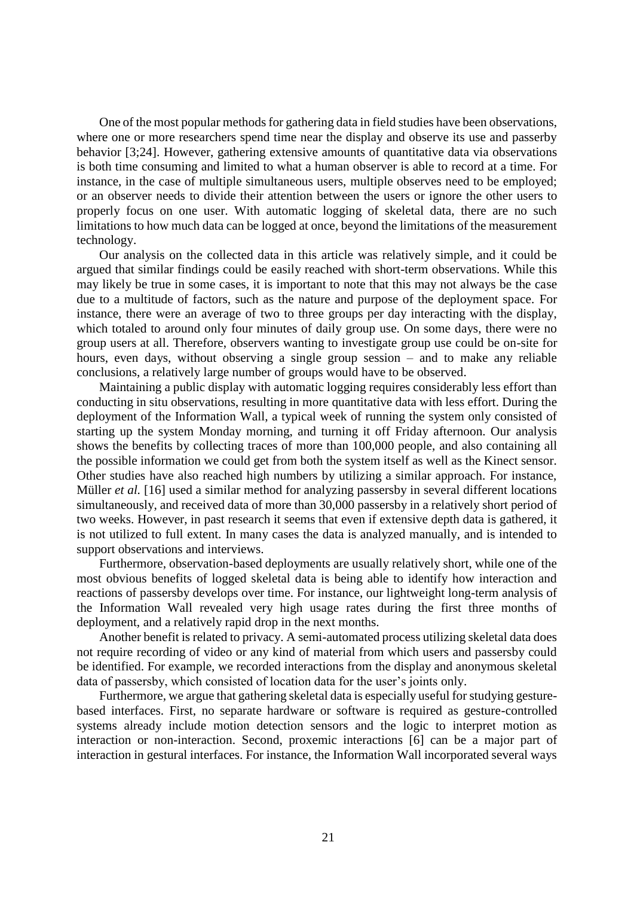One of the most popular methods for gathering data in field studies have been observations, where one or more researchers spend time near the display and observe its use and passerby behavior [3;24]. However, gathering extensive amounts of quantitative data via observations is both time consuming and limited to what a human observer is able to record at a time. For instance, in the case of multiple simultaneous users, multiple observes need to be employed; or an observer needs to divide their attention between the users or ignore the other users to properly focus on one user. With automatic logging of skeletal data, there are no such limitations to how much data can be logged at once, beyond the limitations of the measurement technology.

Our analysis on the collected data in this article was relatively simple, and it could be argued that similar findings could be easily reached with short-term observations. While this may likely be true in some cases, it is important to note that this may not always be the case due to a multitude of factors, such as the nature and purpose of the deployment space. For instance, there were an average of two to three groups per day interacting with the display, which totaled to around only four minutes of daily group use. On some days, there were no group users at all. Therefore, observers wanting to investigate group use could be on-site for hours, even days, without observing a single group session – and to make any reliable conclusions, a relatively large number of groups would have to be observed.

Maintaining a public display with automatic logging requires considerably less effort than conducting in situ observations, resulting in more quantitative data with less effort. During the deployment of the Information Wall, a typical week of running the system only consisted of starting up the system Monday morning, and turning it off Friday afternoon. Our analysis shows the benefits by collecting traces of more than 100,000 people, and also containing all the possible information we could get from both the system itself as well as the Kinect sensor. Other studies have also reached high numbers by utilizing a similar approach. For instance, Müller *et al.* [16] used a similar method for analyzing passersby in several different locations simultaneously, and received data of more than 30,000 passersby in a relatively short period of two weeks. However, in past research it seems that even if extensive depth data is gathered, it is not utilized to full extent. In many cases the data is analyzed manually, and is intended to support observations and interviews.

Furthermore, observation-based deployments are usually relatively short, while one of the most obvious benefits of logged skeletal data is being able to identify how interaction and reactions of passersby develops over time. For instance, our lightweight long-term analysis of the Information Wall revealed very high usage rates during the first three months of deployment, and a relatively rapid drop in the next months.

Another benefit is related to privacy. A semi-automated process utilizing skeletal data does not require recording of video or any kind of material from which users and passersby could be identified. For example, we recorded interactions from the display and anonymous skeletal data of passersby, which consisted of location data for the user's joints only.

Furthermore, we argue that gathering skeletal data is especially useful for studying gesture-based interfaces. First, no separate hardware or software is required as gesture-controlled systems already include motion detection sensors and the logic to interpret motion as interaction or non-interaction. Second, proxemic interactions [6] can be a major part of interaction in gestural interfaces. For instance, the Information Wall incorporated several ways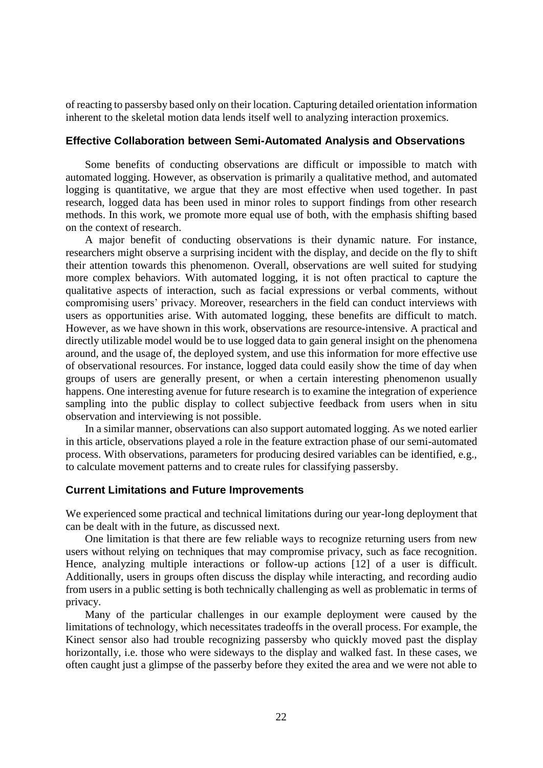of reacting to passersby based only on their location. Capturing detailed orientation information inherent to the skeletal motion data lends itself well to analyzing interaction proxemics.

### Effective Collaboration between Semi-Automated Analysis and Observations

Some benefits of conducting observations are difficult or impossible to match with automated logging. However, as observation is primarily a qualitative method, and automated logging is quantitative, we argue that they are most effective when used together. In past research, logged data has been used in minor roles to support findings from other research methods. In this work, we promote more equal use of both, with the emphasis shifting based on the context of research.

A major benefit of conducting observations is their dynamic nature. For instance, researchers might observe a surprising incident with the display, and decide on the fly to shift their attention towards this phenomenon. Overall, observations are well suited for studying more complex behaviors. With automated logging, it is not often practical to capture the qualitative aspects of interaction, such as facial expressions or verbal comments, without compromising users' privacy. Moreover, researchers in the field can conduct interviews with users as opportunities arise. With automated logging, these benefits are difficult to match. However, as we have shown in this work, observations are resource-intensive. A practical and directly utilizable model would be to use logged data to gain general insight on the phenomena around, and the usage of, the deployed system, and use this information for more effective use of observational resources. For instance, logged data could easily show the time of day when groups of users are generally present, or when a certain interesting phenomenon usually happens. One interesting avenue for future research is to examine the integration of experience sampling into the public display to collect subjective feedback from users when in situ observation and interviewing is not possible.

In a similar manner, observations can also support automated logging. As we noted earlier in this article, observations played a role in the feature extraction phase of our semi-automated process. With observations, parameters for producing desired variables can be identified, e.g., to calculate movement patterns and to create rules for classifying passersby.

### Current Limitations and Future Improvements

We experienced some practical and technical limitations during our year-long deployment that can be dealt with in the future, as discussed next.

One limitation is that there are few reliable ways to recognize returning users from new users without relying on techniques that may compromise privacy, such as face recognition. Hence, analyzing multiple interactions or follow-up actions [12] of a user is difficult. Additionally, users in groups often discuss the display while interacting, and recording audio from users in a public setting is both technically challenging as well as problematic in terms of privacy.

Many of the particular challenges in our example deployment were caused by the limitations of technology, which necessitates tradeoffs in the overall process. For example, the Kinect sensor also had trouble recognizing passersby who quickly moved past the display horizontally, i.e. those who were sideways to the display and walked fast. In these cases, we often caught just a glimpse of the passerby before they exited the area and we were not able to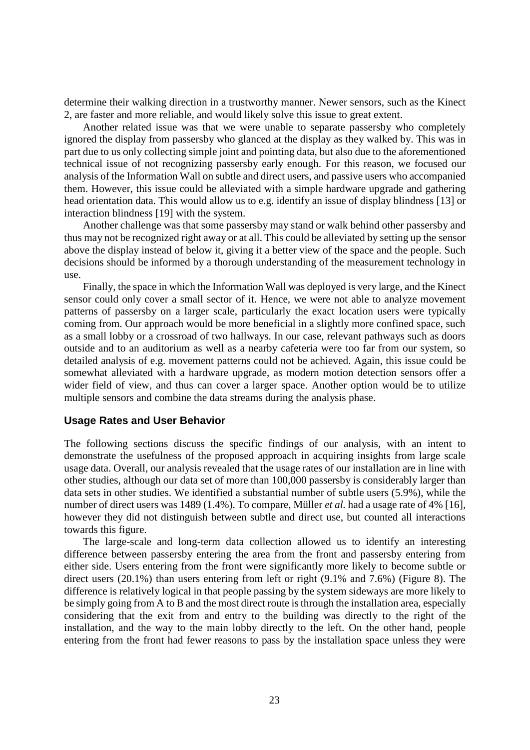determine their walking direction in a trustworthy manner. Newer sensors, such as the Kinect 2, are faster and more reliable, and would likely solve this issue to great extent.

Another related issue was that we were unable to separate passersby who completely ignored the display from passersby who glanced at the display as they walked by. This was in part due to us only collecting simple joint and pointing data, but also due to the aforementioned technical issue of not recognizing passersby early enough. For this reason, we focused our analysis of the Information Wall on subtle and direct users, and passive users who accompanied them. However, this issue could be alleviated with a simple hardware upgrade and gathering head orientation data. This would allow us to e.g. identify an issue of display blindness [13] or interaction blindness [19] with the system.

Another challenge was that some passersby may stand or walk behind other passersby and thus may not be recognized right away or at all. This could be alleviated by setting up the sensor above the display instead of below it, giving it a better view of the space and the people. Such decisions should be informed by a thorough understanding of the measurement technology in use.

Finally, the space in which the Information Wall was deployed is very large, and the Kinect sensor could only cover a small sector of it. Hence, we were not able to analyze movement patterns of passersby on a larger scale, particularly the exact location users were typically coming from. Our approach would be more beneficial in a slightly more confined space, such as a small lobby or a crossroad of two hallways. In our case, relevant pathways such as doors outside and to an auditorium as well as a nearby cafeteria were too far from our system, so detailed analysis of e.g. movement patterns could not be achieved. Again, this issue could be somewhat alleviated with a hardware upgrade, as modern motion detection sensors offer a wider field of view, and thus can cover a larger space. Another option would be to utilize multiple sensors and combine the data streams during the analysis phase.

### Usage Rates and User Behavior

The following sections discuss the specific findings of our analysis, with an intent to demonstrate the usefulness of the proposed approach in acquiring insights from large scale usage data. Overall, our analysis revealed that the usage rates of our installation are in line with other studies, although our data set of more than 100,000 passersby is considerably larger than data sets in other studies. We identified a substantial number of subtle users (5.9%), while the number of direct users was 1489 (1.4%). To compare, Müller *et al.* had a usage rate of 4% [16], however they did not distinguish between subtle and direct use, but counted all interactions towards this figure.

The large-scale and long-term data collection allowed us to identify an interesting difference between passersby entering the area from the front and passersby entering from either side. Users entering from the front were significantly more likely to become subtle or direct users (20.1%) than users entering from left or right (9.1% and 7.6%) (Figure 8). The difference is relatively logical in that people passing by the system sideways are more likely to be simply going from A to B and the most direct route is through the installation area, especially considering that the exit from and entry to the building was directly to the right of the installation, and the way to the main lobby directly to the left. On the other hand, people entering from the front had fewer reasons to pass by the installation space unless they were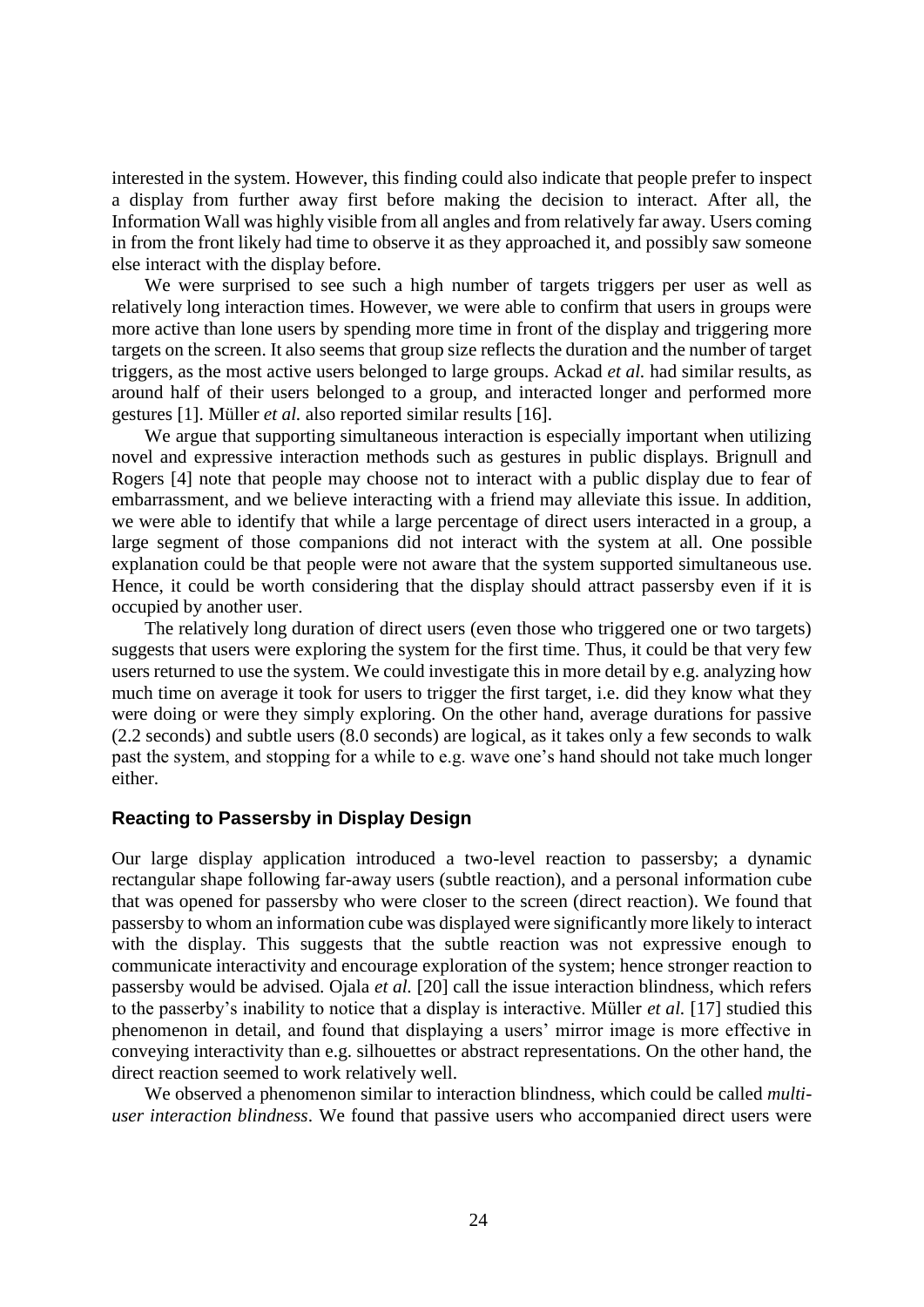interested in the system. However, this finding could also indicate that people prefer to inspect a display from further away first before making the decision to interact. After all, the Information Wall was highly visible from all angles and from relatively far away. Users coming in from the front likely had time to observe it as they approached it, and possibly saw someone else interact with the display before.

We were surprised to see such a high number of targets triggers per user as well as relatively long interaction times. However, we were able to confirm that users in groups were more active than lone users by spending more time in front of the display and triggering more targets on the screen. It also seems that group size reflects the duration and the number of target triggers, as the most active users belonged to large groups. Ackad *et al.* had similar results, as around half of their users belonged to a group, and interacted longer and performed more gestures [1]. Müller *et al.* also reported similar results [16].

We argue that supporting simultaneous interaction is especially important when utilizing novel and expressive interaction methods such as gestures in public displays. Brignull and Rogers [4] note that people may choose not to interact with a public display due to fear of embarrassment, and we believe interacting with a friend may alleviate this issue. In addition, we were able to identify that while a large percentage of direct users interacted in a group, a large segment of those companions did not interact with the system at all. One possible explanation could be that people were not aware that the system supported simultaneous use. Hence, it could be worth considering that the display should attract passersby even if it is occupied by another user.

The relatively long duration of direct users (even those who triggered one or two targets) suggests that users were exploring the system for the first time. Thus, it could be that very few users returned to use the system. We could investigate this in more detail by e.g. analyzing how much time on average it took for users to trigger the first target, i.e. did they know what they were doing or were they simply exploring. On the other hand, average durations for passive (2.2 seconds) and subtle users (8.0 seconds) are logical, as it takes only a few seconds to walk past the system, and stopping for a while to e.g. wave one's hand should not take much longer either.

### Reacting to Passersby in Display Design

Our large display application introduced a two-level reaction to passersby; a dynamic rectangular shape following far-away users (subtle reaction), and a personal information cube that was opened for passersby who were closer to the screen (direct reaction). We found that passersby to whom an information cube was displayed were significantly more likely to interact with the display. This suggests that the subtle reaction was not expressive enough to communicate interactivity and encourage exploration of the system; hence stronger reaction to passersby would be advised. Ojala *et al.* [20] call the issue interaction blindness, which refers to the passerby's inability to notice that a display is interactive. Müller *et al.* [17] studied this phenomenon in detail, and found that displaying a users' mirror image is more effective in conveying interactivity than e.g. silhouettes or abstract representations. On the other hand, the direct reaction seemed to work relatively well.

We observed a phenomenon similar to interaction blindness, which could be called *multi-user interaction blindness*. We found that passive users who accompanied direct users were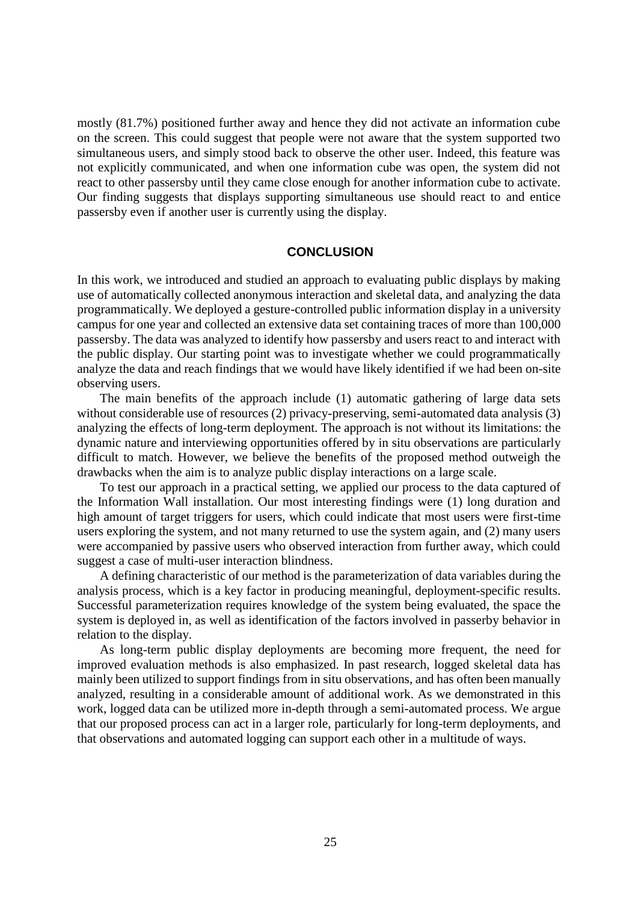mostly (81.7%) positioned further away and hence they did not activate an information cube on the screen. This could suggest that people were not aware that the system supported two simultaneous users, and simply stood back to observe the other user. Indeed, this feature was not explicitly communicated, and when one information cube was open, the system did not react to other passersby until they came close enough for another information cube to activate. Our finding suggests that displays supporting simultaneous use should react to and entice passersby even if another user is currently using the display.

## CONCLUSION

In this work, we introduced and studied an approach to evaluating public displays by making use of automatically collected anonymous interaction and skeletal data, and analyzing the data programmatically. We deployed a gesture-controlled public information display in a university campus for one year and collected an extensive data set containing traces of more than 100,000 passersby. The data was analyzed to identify how passersby and users react to and interact with the public display. Our starting point was to investigate whether we could programmatically analyze the data and reach findings that we would have likely identified if we had been on-site observing users.

The main benefits of the approach include (1) automatic gathering of large data sets without considerable use of resources (2) privacy-preserving, semi-automated data analysis (3) analyzing the effects of long-term deployment. The approach is not without its limitations: the dynamic nature and interviewing opportunities offered by in situ observations are particularly difficult to match. However, we believe the benefits of the proposed method outweigh the drawbacks when the aim is to analyze public display interactions on a large scale.

To test our approach in a practical setting, we applied our process to the data captured of the Information Wall installation. Our most interesting findings were (1) long duration and high amount of target triggers for users, which could indicate that most users were first-time users exploring the system, and not many returned to use the system again, and (2) many users were accompanied by passive users who observed interaction from further away, which could suggest a case of multi-user interaction blindness.

A defining characteristic of our method is the parameterization of data variables during the analysis process, which is a key factor in producing meaningful, deployment-specific results. Successful parameterization requires knowledge of the system being evaluated, the space the system is deployed in, as well as identification of the factors involved in passerby behavior in relation to the display.

As long-term public display deployments are becoming more frequent, the need for improved evaluation methods is also emphasized. In past research, logged skeletal data has mainly been utilized to support findings from in situ observations, and has often been manually analyzed, resulting in a considerable amount of additional work. As we demonstrated in this work, logged data can be utilized more in-depth through a semi-automated process. We argue that our proposed process can act in a larger role, particularly for long-term deployments, and that observations and automated logging can support each other in a multitude of ways.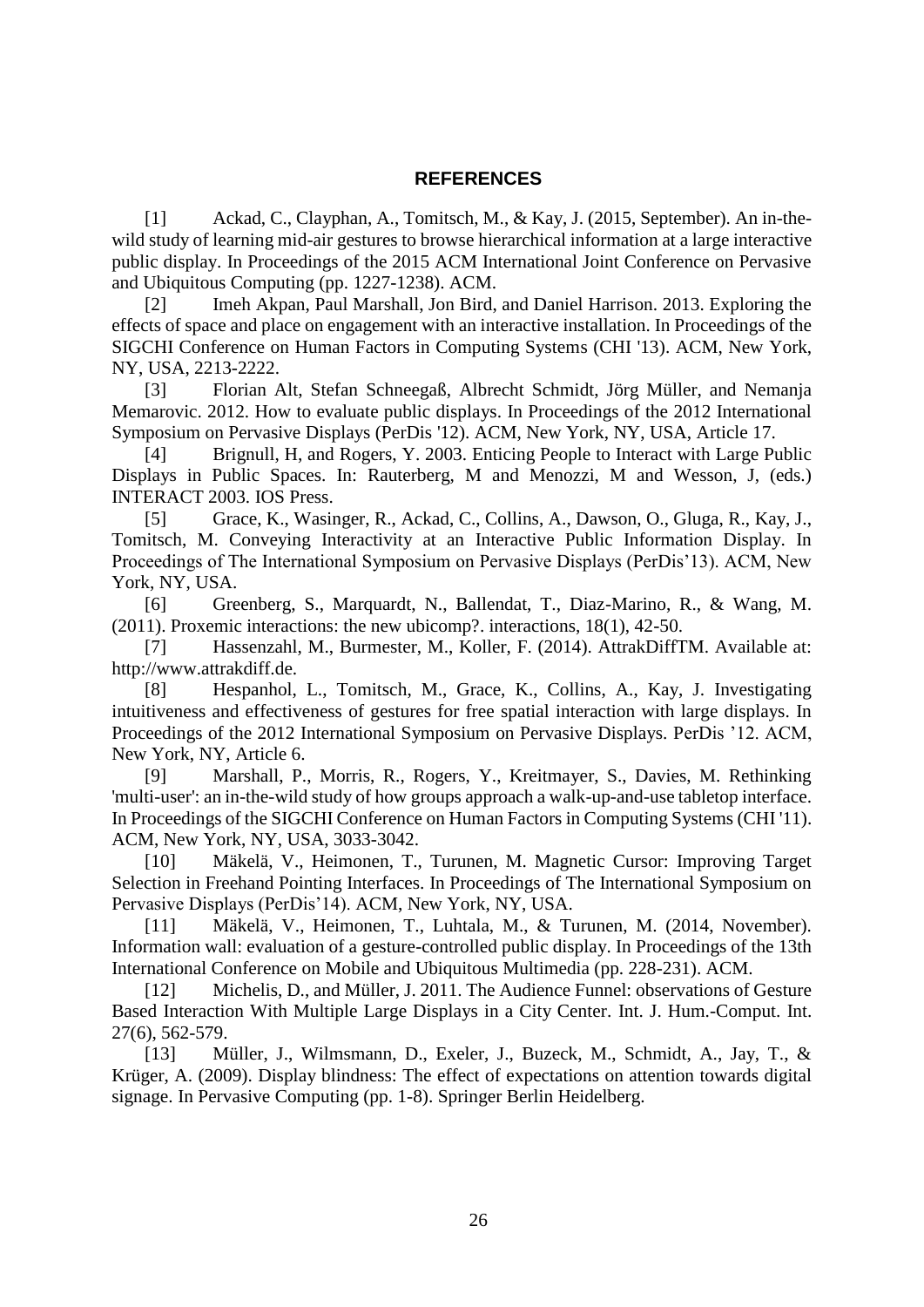## REFERENCES

[1] Ackad, C., Clayphan, A., Tomitsch, M., & Kay, J. (2015, September). An in-the-wild study of learning mid-air gestures to browse hierarchical information at a large interactive public display. In Proceedings of the 2015 ACM International Joint Conference on Pervasive and Ubiquitous Computing (pp. 1227-1238). ACM.

[2] Imeh Akpan, Paul Marshall, Jon Bird, and Daniel Harrison. 2013. Exploring the effects of space and place on engagement with an interactive installation. In Proceedings of the SIGCHI Conference on Human Factors in Computing Systems (CHI '13). ACM, New York, NY, USA, 2213-2222.

[3] Florian Alt, Stefan Schneegaß, Albrecht Schmidt, Jörg Müller, and Nemanja Memarovic. 2012. How to evaluate public displays. In Proceedings of the 2012 International Symposium on Pervasive Displays (PerDis '12). ACM, New York, NY, USA, Article 17.

[4] Brignull, H, and Rogers, Y. 2003. Enticing People to Interact with Large Public Displays in Public Spaces. In: Rauterberg, M and Menozzi, M and Wesson, J, (eds.) INTERACT 2003. IOS Press.

[5] Grace, K., Wasinger, R., Ackad, C., Collins, A., Dawson, O., Gluga, R., Kay, J., Tomitsch, M. Conveying Interactivity at an Interactive Public Information Display. In Proceedings of The International Symposium on Pervasive Displays (PerDis'13). ACM, New York, NY, USA.

[6] Greenberg, S., Marquardt, N., Ballendat, T., Diaz-Marino, R., & Wang, M. (2011). Proxemic interactions: the new ubicomp?. interactions, 18(1), 42-50.

[7] Hassenzahl, M., Burmester, M., Koller, F. (2014). AttrakDiffTM. Available at: http://www.attrakdiff.de.

[8] Hespanhol, L., Tomitsch, M., Grace, K., Collins, A., Kay, J. Investigating intuitiveness and effectiveness of gestures for free spatial interaction with large displays. In Proceedings of the 2012 International Symposium on Pervasive Displays. PerDis '12. ACM, New York, NY, Article 6.

[9] Marshall, P., Morris, R., Rogers, Y., Kreitmayer, S., Davies, M. Rethinking 'multi-user': an in-the-wild study of how groups approach a walk-up-and-use tabletop interface. In Proceedings of the SIGCHI Conference on Human Factors in Computing Systems (CHI '11). ACM, New York, NY, USA, 3033-3042.

[10] Mäkelä, V., Heimonen, T., Turunen, M. Magnetic Cursor: Improving Target Selection in Freehand Pointing Interfaces. In Proceedings of The International Symposium on Pervasive Displays (PerDis'14). ACM, New York, NY, USA.

[11] Mäkelä, V., Heimonen, T., Luhtala, M., & Turunen, M. (2014, November). Information wall: evaluation of a gesture-controlled public display. In Proceedings of the 13th International Conference on Mobile and Ubiquitous Multimedia (pp. 228-231). ACM.

[12] Michelis, D., and Müller, J. 2011. The Audience Funnel: observations of Gesture Based Interaction With Multiple Large Displays in a City Center. Int. J. Hum.-Comput. Int. 27(6), 562-579.

[13] Müller, J., Wilmsmann, D., Exeler, J., Buzeck, M., Schmidt, A., Jay, T., & Krüger, A. (2009). Display blindness: The effect of expectations on attention towards digital signage. In Pervasive Computing (pp. 1-8). Springer Berlin Heidelberg.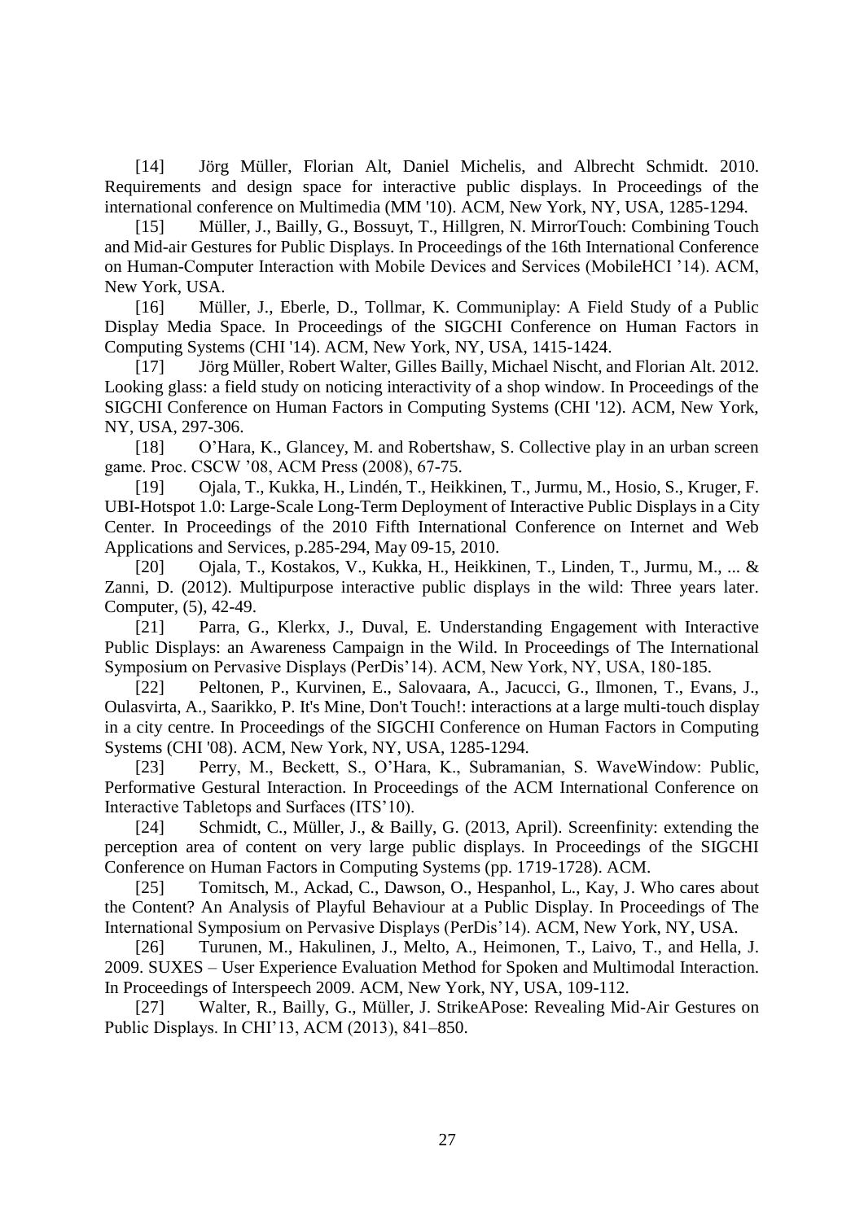[14] Jörg Müller, Florian Alt, Daniel Michelis, and Albrecht Schmidt. 2010. Requirements and design space for interactive public displays. In Proceedings of the international conference on Multimedia (MM '10). ACM, New York, NY, USA, 1285-1294.

[15] Müller, J., Bailly, G., Bossuyt, T., Hillgren, N. MirrorTouch: Combining Touch and Mid-air Gestures for Public Displays. In Proceedings of the 16th International Conference on Human-Computer Interaction with Mobile Devices and Services (MobileHCI '14). ACM, New York, USA.

[16] Müller, J., Eberle, D., Tollmar, K. Communiplay: A Field Study of a Public Display Media Space. In Proceedings of the SIGCHI Conference on Human Factors in Computing Systems (CHI '14). ACM, New York, NY, USA, 1415-1424.

[17] Jörg Müller, Robert Walter, Gilles Bailly, Michael Nischt, and Florian Alt. 2012. Looking glass: a field study on noticing interactivity of a shop window. In Proceedings of the SIGCHI Conference on Human Factors in Computing Systems (CHI '12). ACM, New York, NY, USA, 297-306.

[18] O'Hara, K., Glancey, M. and Robertshaw, S. Collective play in an urban screen game. Proc. CSCW '08, ACM Press (2008), 67-75.

[19] Ojala, T., Kukka, H., Lindén, T., Heikkinen, T., Jurmu, M., Hosio, S., Kruger, F. UBI-Hotspot 1.0: Large-Scale Long-Term Deployment of Interactive Public Displays in a City Center. In Proceedings of the 2010 Fifth International Conference on Internet and Web Applications and Services, p.285-294, May 09-15, 2010.

[20] Ojala, T., Kostakos, V., Kukka, H., Heikkinen, T., Linden, T., Jurmu, M., ... & Zanni, D. (2012). Multipurpose interactive public displays in the wild: Three years later. Computer, (5), 42-49.

[21] Parra, G., Klerkx, J., Duval, E. Understanding Engagement with Interactive Public Displays: an Awareness Campaign in the Wild. In Proceedings of The International Symposium on Pervasive Displays (PerDis'14). ACM, New York, NY, USA, 180-185.

[22] Peltonen, P., Kurvinen, E., Salovaara, A., Jacucci, G., Ilmonen, T., Evans, J., Oulasvirta, A., Saarikko, P. It's Mine, Don't Touch!: interactions at a large multi-touch display in a city centre. In Proceedings of the SIGCHI Conference on Human Factors in Computing Systems (CHI '08). ACM, New York, NY, USA, 1285-1294.

[23] Perry, M., Beckett, S., O'Hara, K., Subramanian, S. WaveWindow: Public, Performative Gestural Interaction. In Proceedings of the ACM International Conference on Interactive Tabletops and Surfaces (ITS'10).

[24] Schmidt, C., Müller, J., & Bailly, G. (2013, April). Screenfinity: extending the perception area of content on very large public displays. In Proceedings of the SIGCHI Conference on Human Factors in Computing Systems (pp. 1719-1728). ACM.

[25] Tomitsch, M., Ackad, C., Dawson, O., Hespanhol, L., Kay, J. Who cares about the Content? An Analysis of Playful Behaviour at a Public Display. In Proceedings of The International Symposium on Pervasive Displays (PerDis'14). ACM, New York, NY, USA.

[26] Turunen, M., Hakulinen, J., Melto, A., Heimonen, T., Laivo, T., and Hella, J. 2009. SUXES – User Experience Evaluation Method for Spoken and Multimodal Interaction. In Proceedings of Interspeech 2009. ACM, New York, NY, USA, 109-112.

[27] Walter, R., Bailly, G., Müller, J. StrikeAPose: Revealing Mid-Air Gestures on Public Displays. In CHI'13, ACM (2013), 841–850.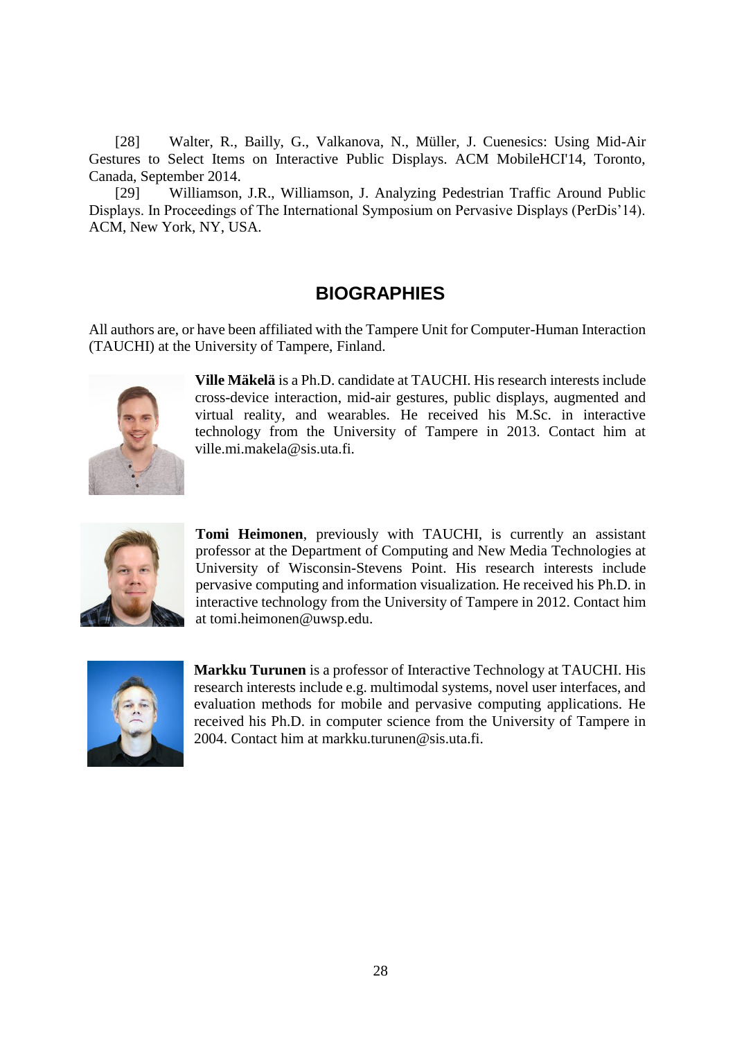[28] Walter, R., Bailly, G., Valkanova, N., Müller, J. Cuenesics: Using Mid-Air Gestures to Select Items on Interactive Public Displays. ACM MobileHCI'14, Toronto, Canada, September 2014.

[29] Williamson, J.R., Williamson, J. Analyzing Pedestrian Traffic Around Public Displays. In Proceedings of The International Symposium on Pervasive Displays (PerDis'14). ACM, New York, NY, USA.

## BIOGRAPHIES

All authors are, or have been affiliated with the Tampere Unit for Computer-Human Interaction (TAUCHI) at the University of Tampere, Finland.

**Ville Mäkelä** is a Ph.D. candidate at TAUCHI. His research interests include cross-device interaction, mid-air gestures, public displays, augmented and virtual reality, and wearables. He received his M.Sc. in interactive technology from the University of Tampere in 2013. Contact him at ville.mi.makela@sis.uta.fi.

**Tomi Heimonen**, previously with TAUCHI, is currently an assistant professor at the Department of Computing and New Media Technologies at University of Wisconsin-Stevens Point. His research interests include pervasive computing and information visualization. He received his Ph.D. in interactive technology from the University of Tampere in 2012. Contact him at tomi.heimonen@uwsp.edu.

**Markku Turunen** is a professor of Interactive Technology at TAUCHI. His research interests include e.g. multimodal systems, novel user interfaces, and evaluation methods for mobile and pervasive computing applications. He received his Ph.D. in computer science from the University of Tampere in 2004. Contact him at markku.turunen@sis.uta.fi.